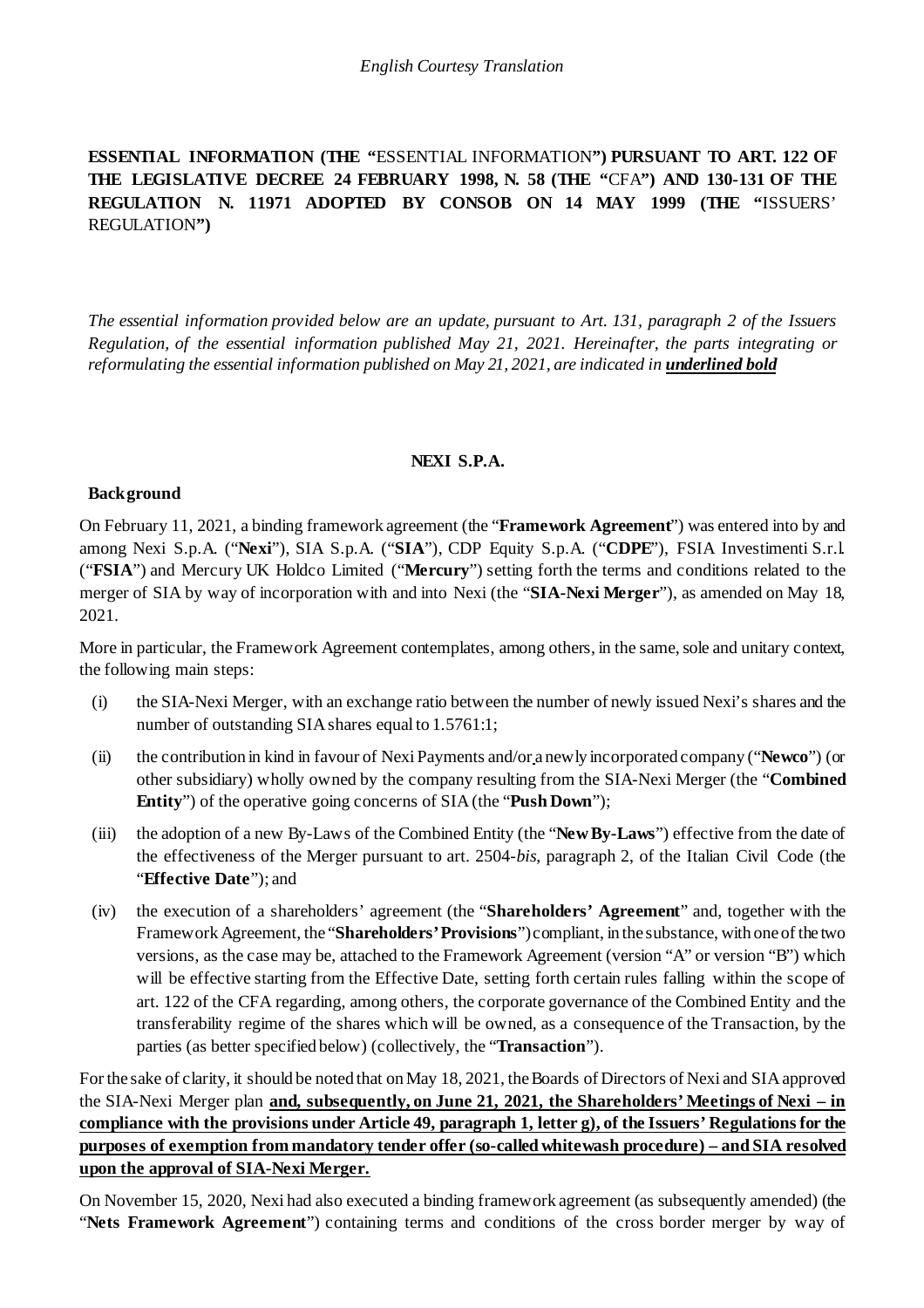*English Courtesy Translation*

**ESSENTIAL INFORMATION (THE "**ESSENTIAL INFORMATION**") PURSUANT TO ART. 122 OF THE LEGISLATIVE DECREE 24 FEBRUARY 1998, N. 58 (THE "**CFA**") AND 130-131 OF THE REGULATION N. 11971 ADOPTED BY CONSOB ON 14 MAY 1999 (THE "**ISSUERS' REGULATION**")**

*The essential information provided below are an update, pursuant to Art. 131, paragraph 2 of the Issuers Regulation, of the essential information published May 21, 2021. Hereinafter, the parts integrating or reformulating the essential information published on May 21, 2021, are indicated in **underlined bold***

## NEXI S.P.A.

### Background

On February 11, 2021, a binding framework agreement (the "**Framework Agreement**") was entered into by and among Nexi S.p.A. ("**Nexi**"), SIA S.p.A. ("**SIA**"), CDP Equity S.p.A. ("**CDPE**"), FSIA Investimenti S.r.l. ("**FSIA**") and Mercury UK Holdco Limited ("**Mercury**") setting forth the terms and conditions related to the merger of SIA by way of incorporation with and into Nexi (the "**SIA-Nexi Merger**"), as amended on May 18, 2021.

More in particular, the Framework Agreement contemplates, among others, in the same, sole and unitary context, the following main steps:

(i) the SIA-Nexi Merger, with an exchange ratio between the number of newly issued Nexi's shares and the number of outstanding SIA shares equal to 1.5761:1;

(ii) the contribution in kind in favour of Nexi Payments and/or a newly incorporated company ("**Newco**") (or other subsidiary) wholly owned by the company resulting from the SIA-Nexi Merger (the "**Combined Entity**") of the operative going concerns of SIA (the "**Push Down**");

(iii) the adoption of a new By-Laws of the Combined Entity (the "**New By-Laws**") effective from the date of the effectiveness of the Merger pursuant to art. 2504-*bis*, paragraph 2, of the Italian Civil Code (the "**Effective Date**"); and

(iv) the execution of a shareholders' agreement (the "**Shareholders' Agreement**" and, together with the Framework Agreement, the "**Shareholders' Provisions**") compliant, in the substance, with one of the two versions, as the case may be, attached to the Framework Agreement (version "A" or version "B") which will be effective starting from the Effective Date, setting forth certain rules falling within the scope of art. 122 of the CFA regarding, among others, the corporate governance of the Combined Entity and the transferability regime of the shares which will be owned, as a consequence of the Transaction, by the parties (as better specified below) (collectively, the "**Transaction**").

For the sake of clarity, it should be noted that on May 18, 2021, the Boards of Directors of Nexi and SIA approved the SIA-Nexi Merger plan <u>**and, subsequently, on June 21, 2021, the Shareholders' Meetings of Nexi – in compliance with the provisions under Article 49, paragraph 1, letter g), of the Issuers' Regulations for the purposes of exemption from mandatory tender offer (so-called whitewash procedure) – and SIA resolved upon the approval of SIA-Nexi Merger.**</u>

On November 15, 2020, Nexi had also executed a binding framework agreement (as subsequently amended) (the "**Nets Framework Agreement**") containing terms and conditions of the cross border merger by way of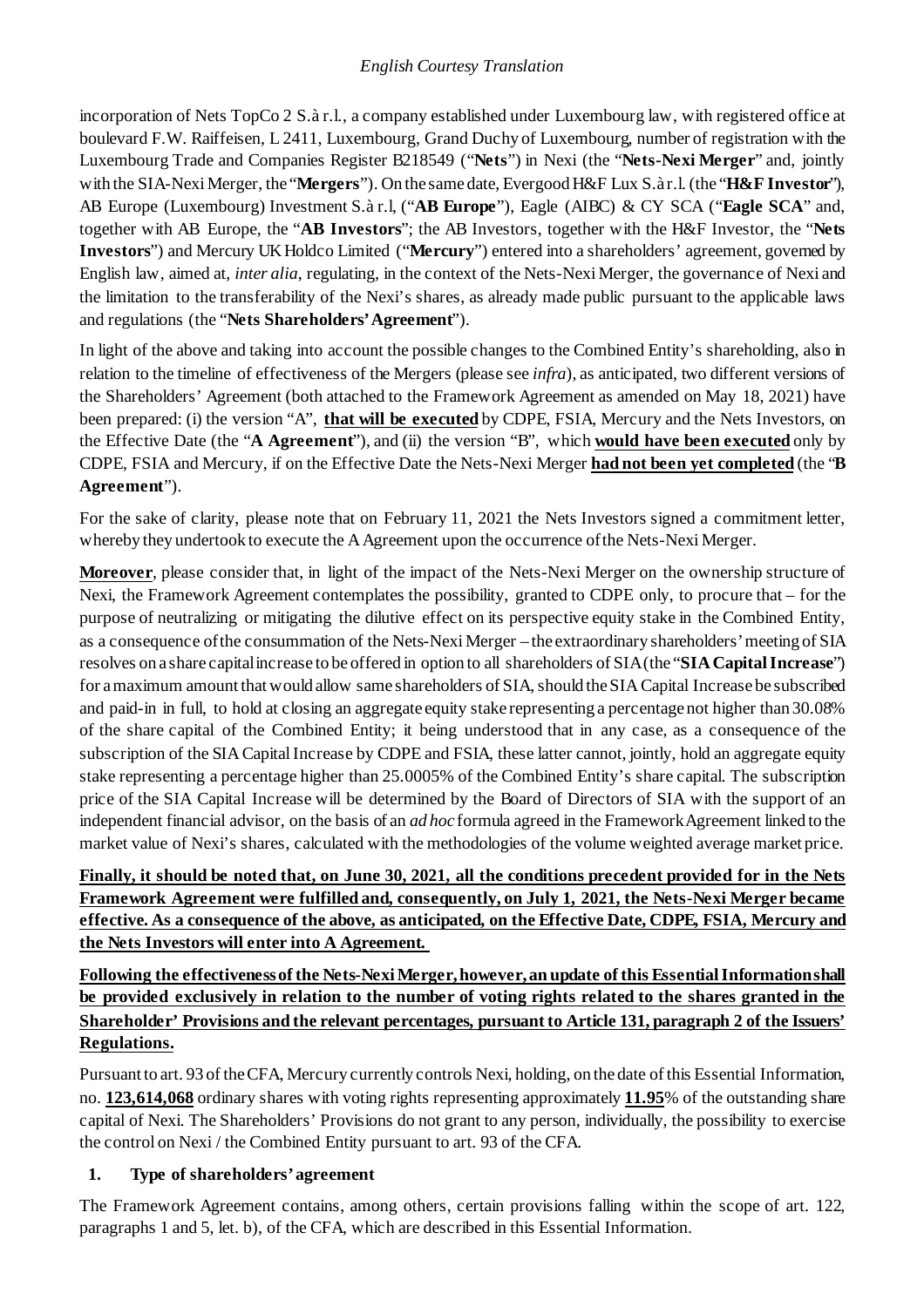incorporation of Nets TopCo 2 S.à r.l., a company established under Luxembourg law, with registered office at boulevard F.W. Raiffeisen, L 2411, Luxembourg, Grand Duchy of Luxembourg, number of registration with the Luxembourg Trade and Companies Register B218549 ("**Nets**") in Nexi (the "**Nets-Nexi Merger**" and, jointly with the SIA-Nexi Merger, the "**Mergers**"). On the same date, Evergood H&F Lux S.à r.l. (the "**H&F Investor**"), AB Europe (Luxembourg) Investment S.à r.l, ("**AB Europe**"), Eagle (AIBC) & CY SCA ("**Eagle SCA**" and, together with AB Europe, the "**AB Investors**"; the AB Investors, together with the H&F Investor, the "**Nets Investors**") and Mercury UK Holdco Limited ("**Mercury**") entered into a shareholders' agreement, governed by English law, aimed at, *inter alia*, regulating, in the context of the Nets-Nexi Merger, the governance of Nexi and the limitation to the transferability of the Nexi's shares, as already made public pursuant to the applicable laws and regulations (the "**Nets Shareholders' Agreement**").

In light of the above and taking into account the possible changes to the Combined Entity's shareholding, also in relation to the timeline of effectiveness of the Mergers (please see *infra*), as anticipated, two different versions of the Shareholders' Agreement (both attached to the Framework Agreement as amended on May 18, 2021) have been prepared: (i) the version "A", **<u>that will be executed</u>** by CDPE, FSIA, Mercury and the Nets Investors, on the Effective Date (the "**A Agreement**"), and (ii) the version "B", which **<u>would have been executed</u>** only by CDPE, FSIA and Mercury, if on the Effective Date the Nets-Nexi Merger **<u>had not been yet completed</u>** (the "**B Agreement**").

For the sake of clarity, please note that on February 11, 2021 the Nets Investors signed a commitment letter, whereby they undertook to execute the A Agreement upon the occurrence of the Nets-Nexi Merger.

**<u>Moreover</u>**, please consider that, in light of the impact of the Nets-Nexi Merger on the ownership structure of Nexi, the Framework Agreement contemplates the possibility, granted to CDPE only, to procure that – for the purpose of neutralizing or mitigating the dilutive effect on its perspective equity stake in the Combined Entity, as a consequence of the consummation of the Nets-Nexi Merger – the extraordinary shareholders' meeting of SIA resolves on a share capital increase to be offered in option to all shareholders of SIA (the "**SIA Capital Increase**") for a maximum amount that would allow same shareholders of SIA, should the SIA Capital Increase be subscribed and paid-in in full, to hold at closing an aggregate equity stake representing a percentage not higher than 30.08% of the share capital of the Combined Entity; it being understood that in any case, as a consequence of the subscription of the SIA Capital Increase by CDPE and FSIA, these latter cannot, jointly, hold an aggregate equity stake representing a percentage higher than 25.0005% of the Combined Entity's share capital. The subscription price of the SIA Capital Increase will be determined by the Board of Directors of SIA with the support of an independent financial advisor, on the basis of an *ad hoc* formula agreed in the Framework Agreement linked to the market value of Nexi's shares, calculated with the methodologies of the volume weighted average market price.

**<u>Finally, it should be noted that, on June 30, 2021, all the conditions precedent provided for in the Nets Framework Agreement were fulfilled and, consequently, on July 1, 2021, the Nets-Nexi Merger became effective. As a consequence of the above, as anticipated, on the Effective Date, CDPE, FSIA, Mercury and the Nets Investors will enter into A Agreement.</u>**

**<u>Following the effectiveness of the Nets-Nexi Merger, however, an update of this Essential Information shall be provided exclusively in relation to the number of voting rights related to the shares granted in the Shareholder' Provisions and the relevant percentages, pursuant to Article 131, paragraph 2 of the Issuers' Regulations.</u>**

Pursuant to art. 93 of the CFA, Mercury currently controls Nexi, holding, on the date of this Essential Information, no. **<u>123,614,068</u>** ordinary shares with voting rights representing approximately **<u>11.95</u>**% of the outstanding share capital of Nexi. The Shareholders' Provisions do not grant to any person, individually, the possibility to exercise the control on Nexi / the Combined Entity pursuant to art. 93 of the CFA.

## 1. Type of shareholders' agreement

The Framework Agreement contains, among others, certain provisions falling within the scope of art. 122, paragraphs 1 and 5, let. b), of the CFA, which are described in this Essential Information.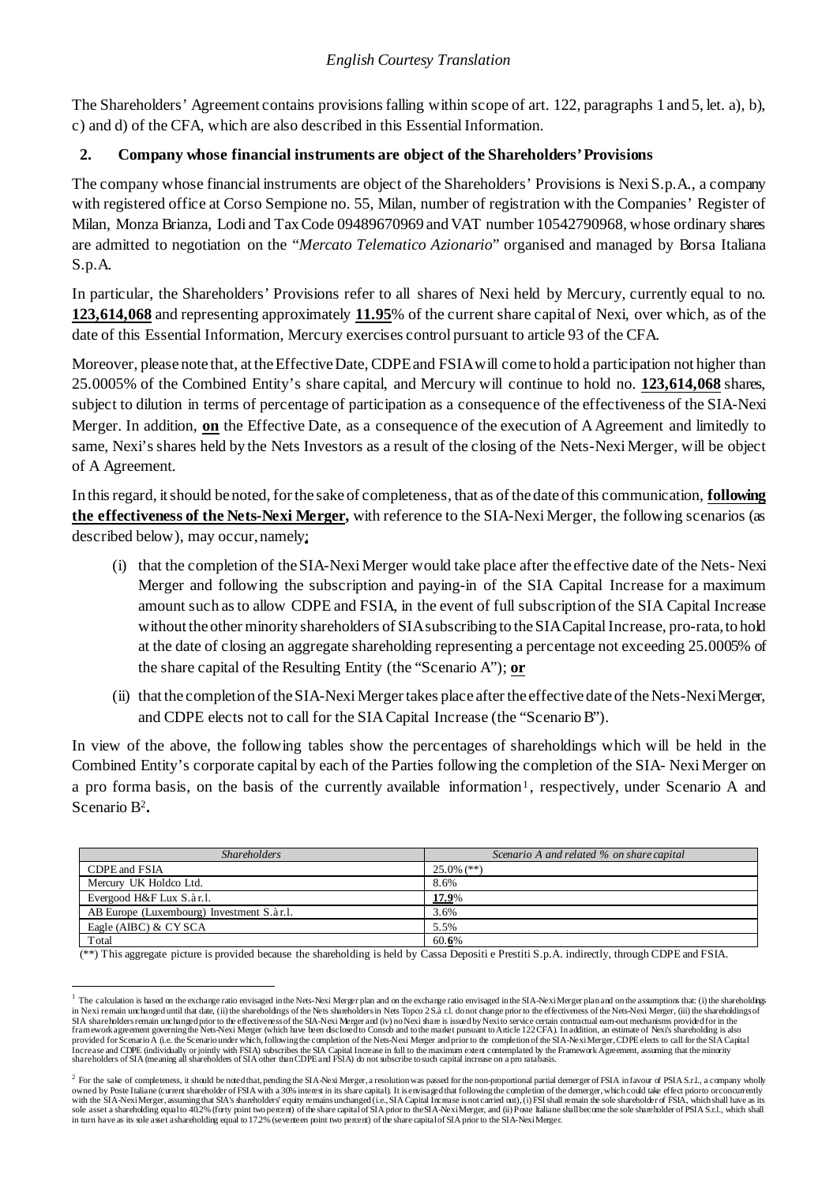*English Courtesy Translation*

The Shareholders' Agreement contains provisions falling within scope of art. 122, paragraphs 1 and 5, let. a), b), c) and d) of the CFA, which are also described in this Essential Information.

## 2. Company whose financial instruments are object of the Shareholders' Provisions

The company whose financial instruments are object of the Shareholders' Provisions is Nexi S.p.A., a company with registered office at Corso Sempione no. 55, Milan, number of registration with the Companies' Register of Milan, Monza Brianza, Lodi and Tax Code 09489670969 and VAT number 10542790968, whose ordinary shares are admitted to negotiation on the "*Mercato Telematico Azionario*" organised and managed by Borsa Italiana S.p.A.

In particular, the Shareholders' Provisions refer to all shares of Nexi held by Mercury, currently equal to no. **123,614,068** and representing approximately **11.95**% of the current share capital of Nexi, over which, as of the date of this Essential Information, Mercury exercises control pursuant to article 93 of the CFA.

Moreover, please note that, at the Effective Date, CDPE and FSIA will come to hold a participation not higher than 25.0005% of the Combined Entity's share capital, and Mercury will continue to hold no. **123,614,068** shares, subject to dilution in terms of percentage of participation as a consequence of the effectiveness of the SIA-Nexi Merger. In addition, **on** the Effective Date, as a consequence of the execution of A Agreement and limitedly to same, Nexi's shares held by the Nets Investors as a result of the closing of the Nets-Nexi Merger, will be object of A Agreement.

In this regard, it should be noted, for the sake of completeness, that as of the date of this communication, **following the effectiveness of the Nets-Nexi Merger,** with reference to the SIA-Nexi Merger, the following scenarios (as described below), may occur, namely**:**

(i) that the completion of the SIA-Nexi Merger would take place after the effective date of the Nets- Nexi Merger and following the subscription and paying-in of the SIA Capital Increase for a maximum amount such as to allow CDPE and FSIA, in the event of full subscription of the SIA Capital Increase without the other minority shareholders of SIA subscribing to the SIA Capital Increase, pro-rata, to hold at the date of closing an aggregate shareholding representing a percentage not exceeding 25.0005% of the share capital of the Resulting Entity (the "Scenario A"); **or**

(ii) that the completion of the SIA-Nexi Merger takes place after the effective date of the Nets-Nexi Merger, and CDPE elects not to call for the SIA Capital Increase (the "Scenario B").

In view of the above, the following tables show the percentages of shareholdings which will be held in the Combined Entity's corporate capital by each of the Parties following the completion of the SIA- Nexi Merger on a pro forma basis, on the basis of the currently available information[1], respectively, under Scenario A and Scenario B[2]**.**

| *Shareholders* | *Scenario A and related % on share capital* |
|---|---|
| CDPE and FSIA | 25.0% (**) |
| Mercury UK Holdco Ltd. | 8.6% |
| Evergood H&F Lux S.à r.l. | **17.9**% |
| AB Europe (Luxembourg) Investment S.à r.l. | 3.6% |
| Eagle (AIBC) & CY SCA | 5.5% |
| Total | 60.**6**% |

(**) This aggregate picture is provided because the shareholding is held by Cassa Depositi e Prestiti S.p.A. indirectly, through CDPE and FSIA.

[1] The calculation is based on the exchange ratio envisaged in the Nets-Nexi Merger plan and on the exchange ratio envisaged in the SIA-Nexi Merger plan and on the assumptions that: (i) the shareholdings in Nexi remain unchanged until that date, (ii) the shareholdings of the Nets shareholders in Nets Topco 2 S.à r.l. do not change prior to the effectiveness of the Nets-Nexi Merger, (iii) the shareholdings of SIA shareholders remain unchanged prior to the effectiveness of the SIA-Nexi Merger and (iv) no Nexi share is issued by Nexi to service certain contractual earn-out mechanisms provided for in the framework agreement governing the Nets-Nexi Merger (which have been disclosed to Consob and to the market pursuant to Article 122 CFA). In addition, an estimate of Nexi's shareholding is also provided for Scenario A (i.e. the Scenario under which, following the completion of the Nets-Nexi Merger and prior to the completion of the SIA-Nexi Merger, CDPE elects to call for the SIA Capital Increase and CDPE (individually or jointly with FSIA) subscribes the SIA Capital Increase in full to the maximum extent contemplated by the Framework Agreement, assuming that the minority shareholders of SIA (meaning all shareholders of SIA other than CDPE and FSIA) do not subscribe to such capital increase on a pro rata basis.

[2] For the sake of completeness, it should be noted that, pending the SIA-Nexi Merger, a resolution was passed for the non-proportional partial demerger of FSIA in favour of PSIA S.r.l., a company wholly owned by Poste Italiane (current shareholder of FSIA with a 30% interest in its share capital). It is envisaged that following the completion of the demerger, which could take effect prior to or concurrently with the SIA-Nexi Merger, assuming that SIA's shareholders' equity remains unchanged (i.e., SIA Capital Increase is not carried out), (i) FSI shall remain the sole shareholder of FSIA, which shall have as its sole asset a shareholding equal to 40.2% (forty point two percent) of the share capital of SIA prior to the SIA-Nexi Merger, and (ii) Poste Italiane shall become the sole shareholder of PSIA S.r.l., which shall in turn have as its sole asset a shareholding equal to 17.2% (seventeen point two percent) of the share capital of SIA prior to the SIA-Nexi Merger.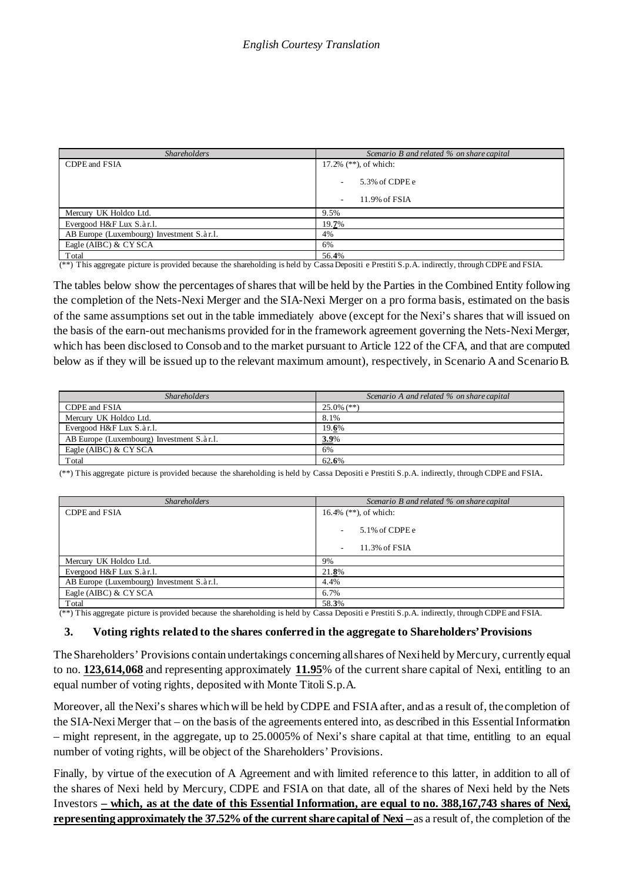*English Courtesy Translation*

| *Shareholders* | *Scenario B and related % on share capital* |
|---|---|
| CDPE and FSIA | 17.2% (**), of which:<br>- 5.3% of CDPE e<br>- 11.9% of FSIA |
| Mercury UK Holdco Ltd. | 9.5% |
| Evergood H&F Lux S.à r.l. | 19.**7**% |
| AB Europe (Luxembourg) Investment S.à r.l. | 4% |
| Eagle (AIBC) & CY SCA | 6% |
| Total | 56.**4**% |

(**) This aggregate picture is provided because the shareholding is held by Cassa Depositi e Prestiti S.p.A. indirectly, through CDPE and FSIA.

The tables below show the percentages of shares that will be held by the Parties in the Combined Entity following the completion of the Nets-Nexi Merger and the SIA-Nexi Merger on a pro forma basis, estimated on the basis of the same assumptions set out in the table immediately above (except for the Nexi's shares that will issued on the basis of the earn-out mechanisms provided for in the framework agreement governing the Nets-Nexi Merger, which has been disclosed to Consob and to the market pursuant to Article 122 of the CFA, and that are computed below as if they will be issued up to the relevant maximum amount), respectively, in Scenario A and Scenario B.

| *Shareholders* | *Scenario A and related % on share capital* |
|---|---|
| CDPE and FSIA | 25.0% (**) |
| Mercury UK Holdco Ltd. | 8.1% |
| Evergood H&F Lux S.à r.l. | 19.**6**% |
| AB Europe (Luxembourg) Investment S.à r.l. | **3.9**% |
| Eagle (AIBC) & CY SCA | 6% |
| Total | 62.**6**% |

(**) This aggregate picture is provided because the shareholding is held by Cassa Depositi e Prestiti S.p.A. indirectly, through CDPE and FSIA.

| *Shareholders* | *Scenario B and related % on share capital* |
|---|---|
| CDPE and FSIA | 16.4% (**), of which:<br>- 5.1% of CDPE e<br>- 11.3% of FSIA |
| Mercury UK Holdco Ltd. | 9% |
| Evergood H&F Lux S.à r.l. | 21.**8**% |
| AB Europe (Luxembourg) Investment S.à r.l. | 4.4% |
| Eagle (AIBC) & CY SCA | 6.7% |
| Total | 58.**3**% |

(**) This aggregate picture is provided because the shareholding is held by Cassa Depositi e Prestiti S.p.A. indirectly, through CDPE and FSIA.

### 3. Voting rights related to the shares conferred in the aggregate to Shareholders' Provisions

The Shareholders' Provisions contain undertakings concerning all shares of Nexi held by Mercury, currently equal to no. **123,614,068** and representing approximately **11.95**% of the current share capital of Nexi, entitling to an equal number of voting rights, deposited with Monte Titoli S.p.A.

Moreover, all the Nexi's shares which will be held by CDPE and FSIA after, and as a result of, the completion of the SIA-Nexi Merger that – on the basis of the agreements entered into, as described in this Essential Information – might represent, in the aggregate, up to 25.0005% of Nexi's share capital at that time, entitling to an equal number of voting rights, will be object of the Shareholders' Provisions.

Finally, by virtue of the execution of A Agreement and with limited reference to this latter, in addition to all of the shares of Nexi held by Mercury, CDPE and FSIA on that date, all of the shares of Nexi held by the Nets Investors **– which, as at the date of this Essential Information, are equal to no. 388,167,743 shares of Nexi, representing approximately the 37.52% of the current share capital of Nexi –** as a result of, the completion of the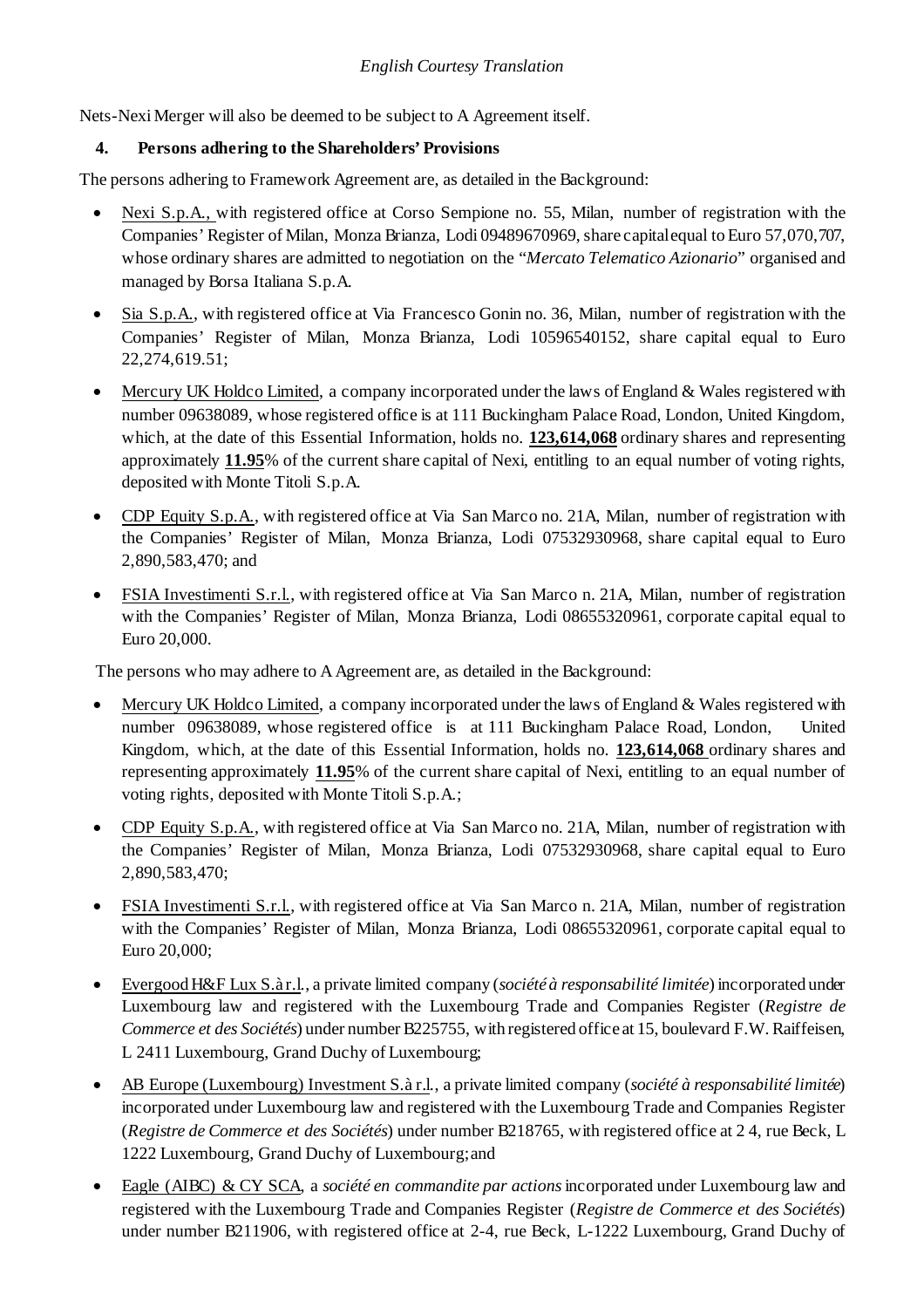Nets-Nexi Merger will also be deemed to be subject to A Agreement itself.

## 4. Persons adhering to the Shareholders' Provisions

The persons adhering to Framework Agreement are, as detailed in the Background:

- Nexi S.p.A., with registered office at Corso Sempione no. 55, Milan, number of registration with the Companies' Register of Milan, Monza Brianza, Lodi 09489670969, share capital equal to Euro 57,070,707, whose ordinary shares are admitted to negotiation on the "*Mercato Telematico Azionario*" organised and managed by Borsa Italiana S.p.A.
- Sia S.p.A., with registered office at Via Francesco Gonin no. 36, Milan, number of registration with the Companies' Register of Milan, Monza Brianza, Lodi 10596540152, share capital equal to Euro 22,274,619.51;
- Mercury UK Holdco Limited, a company incorporated under the laws of England & Wales registered with number 09638089, whose registered office is at 111 Buckingham Palace Road, London, United Kingdom, which, at the date of this Essential Information, holds no. **123,614,068** ordinary shares and representing approximately **11.95**% of the current share capital of Nexi, entitling to an equal number of voting rights, deposited with Monte Titoli S.p.A.
- CDP Equity S.p.A., with registered office at Via San Marco no. 21A, Milan, number of registration with the Companies' Register of Milan, Monza Brianza, Lodi 07532930968, share capital equal to Euro 2,890,583,470; and
- FSIA Investimenti S.r.l., with registered office at Via San Marco n. 21A, Milan, number of registration with the Companies' Register of Milan, Monza Brianza, Lodi 08655320961, corporate capital equal to Euro 20,000.

The persons who may adhere to A Agreement are, as detailed in the Background:

- Mercury UK Holdco Limited, a company incorporated under the laws of England & Wales registered with number 09638089, whose registered office is at 111 Buckingham Palace Road, London, United Kingdom, which, at the date of this Essential Information, holds no. **123,614,068** ordinary shares and representing approximately **11.95**% of the current share capital of Nexi, entitling to an equal number of voting rights, deposited with Monte Titoli S.p.A.;
- CDP Equity S.p.A., with registered office at Via San Marco no. 21A, Milan, number of registration with the Companies' Register of Milan, Monza Brianza, Lodi 07532930968, share capital equal to Euro 2,890,583,470;
- FSIA Investimenti S.r.l., with registered office at Via San Marco n. 21A, Milan, number of registration with the Companies' Register of Milan, Monza Brianza, Lodi 08655320961, corporate capital equal to Euro 20,000;
- Evergood H&F Lux S.à r.l., a private limited company (*société à responsabilité limitée*) incorporated under Luxembourg law and registered with the Luxembourg Trade and Companies Register (*Registre de Commerce et des Sociétés*) under number B225755, with registered office at 15, boulevard F.W. Raiffeisen, L 2411 Luxembourg, Grand Duchy of Luxembourg;
- AB Europe (Luxembourg) Investment S.à r.l., a private limited company (*société à responsabilité limitée*) incorporated under Luxembourg law and registered with the Luxembourg Trade and Companies Register (*Registre de Commerce et des Sociétés*) under number B218765, with registered office at 2 4, rue Beck, L 1222 Luxembourg, Grand Duchy of Luxembourg; and
- Eagle (AIBC) & CY SCA, a *société en commandite par actions* incorporated under Luxembourg law and registered with the Luxembourg Trade and Companies Register (*Registre de Commerce et des Sociétés*) under number B211906, with registered office at 2-4, rue Beck, L-1222 Luxembourg, Grand Duchy of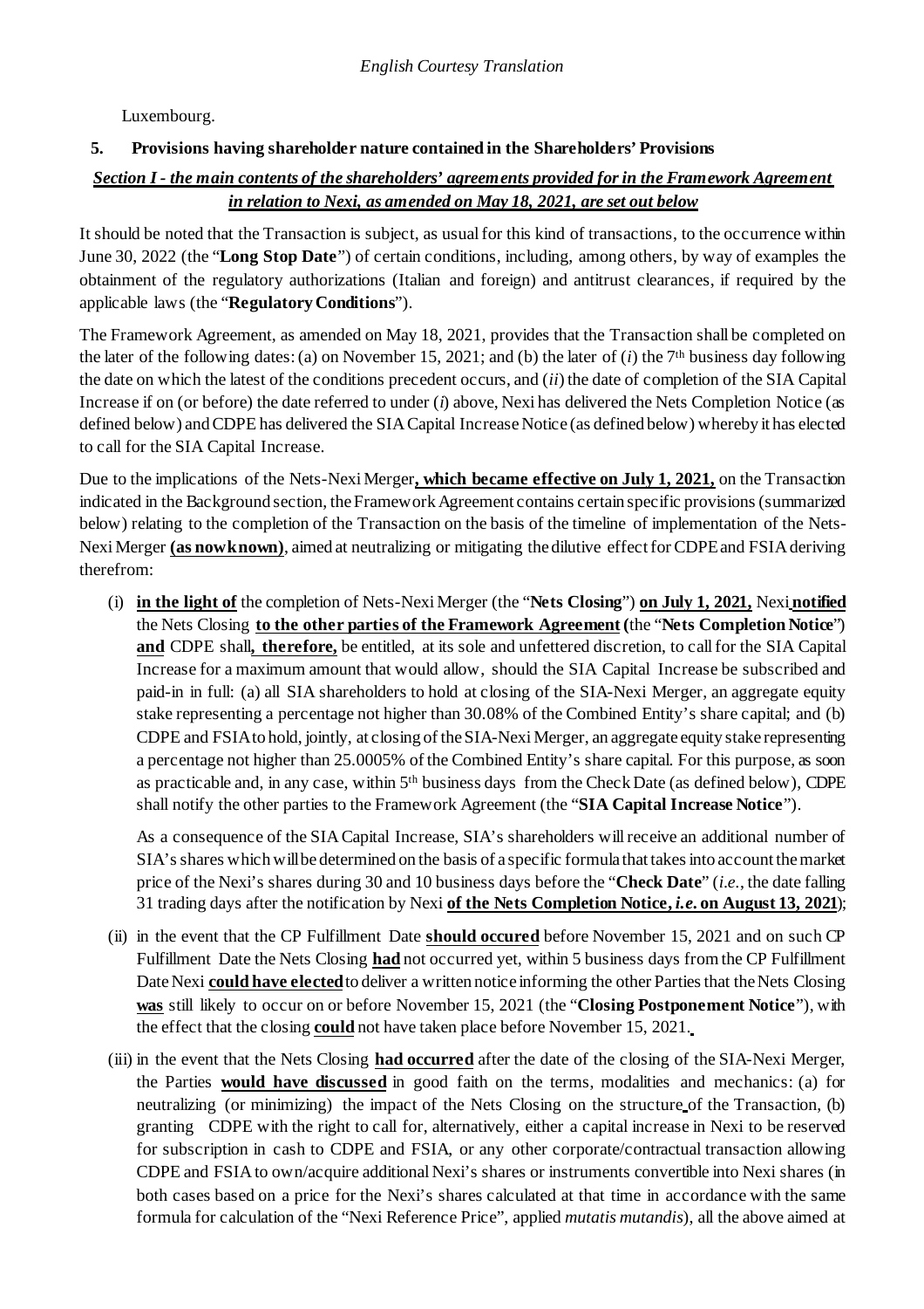Luxembourg.

## 5. Provisions having shareholder nature contained in the Shareholders' Provisions

***Section I - the main contents of the shareholders' agreements provided for in the Framework Agreement in relation to Nexi, as amended on May 18, 2021, are set out below***

It should be noted that the Transaction is subject, as usual for this kind of transactions, to the occurrence within June 30, 2022 (the "**Long Stop Date**") of certain conditions, including, among others, by way of examples the obtainment of the regulatory authorizations (Italian and foreign) and antitrust clearances, if required by the applicable laws (the "**Regulatory Conditions**").

The Framework Agreement, as amended on May 18, 2021, provides that the Transaction shall be completed on the later of the following dates: (a) on November 15, 2021; and (b) the later of (*i*) the 7th business day following the date on which the latest of the conditions precedent occurs, and (*ii*) the date of completion of the SIA Capital Increase if on (or before) the date referred to under (*i*) above, Nexi has delivered the Nets Completion Notice (as defined below) and CDPE has delivered the SIA Capital Increase Notice (as defined below) whereby it has elected to call for the SIA Capital Increase.

Due to the implications of the Nets-Nexi Merger**, which became effective on July 1, 2021,** on the Transaction indicated in the Background section, the Framework Agreement contains certain specific provisions (summarized below) relating to the completion of the Transaction on the basis of the timeline of implementation of the Nets-Nexi Merger **(as now known)**, aimed at neutralizing or mitigating the dilutive effect for CDPE and FSIA deriving therefrom:

(i) **in the light of** the completion of Nets-Nexi Merger (the "**Nets Closing**") **on July 1, 2021,** Nexi **notified** the Nets Closing **to the other parties of the Framework Agreement (**the "**Nets Completion Notice**") **and** CDPE shall**, therefore,** be entitled, at its sole and unfettered discretion, to call for the SIA Capital Increase for a maximum amount that would allow, should the SIA Capital Increase be subscribed and paid-in in full: (a) all SIA shareholders to hold at closing of the SIA-Nexi Merger, an aggregate equity stake representing a percentage not higher than 30.08% of the Combined Entity's share capital; and (b) CDPE and FSIA to hold, jointly, at closing of the SIA-Nexi Merger, an aggregate equity stake representing a percentage not higher than 25.0005% of the Combined Entity's share capital. For this purpose, as soon as practicable and, in any case, within 5th business days from the Check Date (as defined below), CDPE shall notify the other parties to the Framework Agreement (the "**SIA Capital Increase Notice**").

    As a consequence of the SIA Capital Increase, SIA's shareholders will receive an additional number of SIA's shares which will be determined on the basis of a specific formula that takes into account the market price of the Nexi's shares during 30 and 10 business days before the "**Check Date**" (*i.e.*, the date falling 31 trading days after the notification by Nexi **of the Nets Completion Notice, *i.e.* on August 13, 2021**);

(ii) in the event that the CP Fulfillment Date **should occured** before November 15, 2021 and on such CP Fulfillment Date the Nets Closing **had** not occurred yet, within 5 business days from the CP Fulfillment Date Nexi **could have elected** to deliver a written notice informing the other Parties that the Nets Closing **was** still likely to occur on or before November 15, 2021 (the "**Closing Postponement Notice**"), with the effect that the closing **could** not have taken place before November 15, 2021**.**

(iii) in the event that the Nets Closing **had occurred** after the date of the closing of the SIA-Nexi Merger, the Parties **would have discussed** in good faith on the terms, modalities and mechanics: (a) for neutralizing (or minimizing) the impact of the Nets Closing on the structure of the Transaction, (b) granting CDPE with the right to call for, alternatively, either a capital increase in Nexi to be reserved for subscription in cash to CDPE and FSIA, or any other corporate/contractual transaction allowing CDPE and FSIA to own/acquire additional Nexi's shares or instruments convertible into Nexi shares (in both cases based on a price for the Nexi's shares calculated at that time in accordance with the same formula for calculation of the "Nexi Reference Price", applied *mutatis mutandis*), all the above aimed at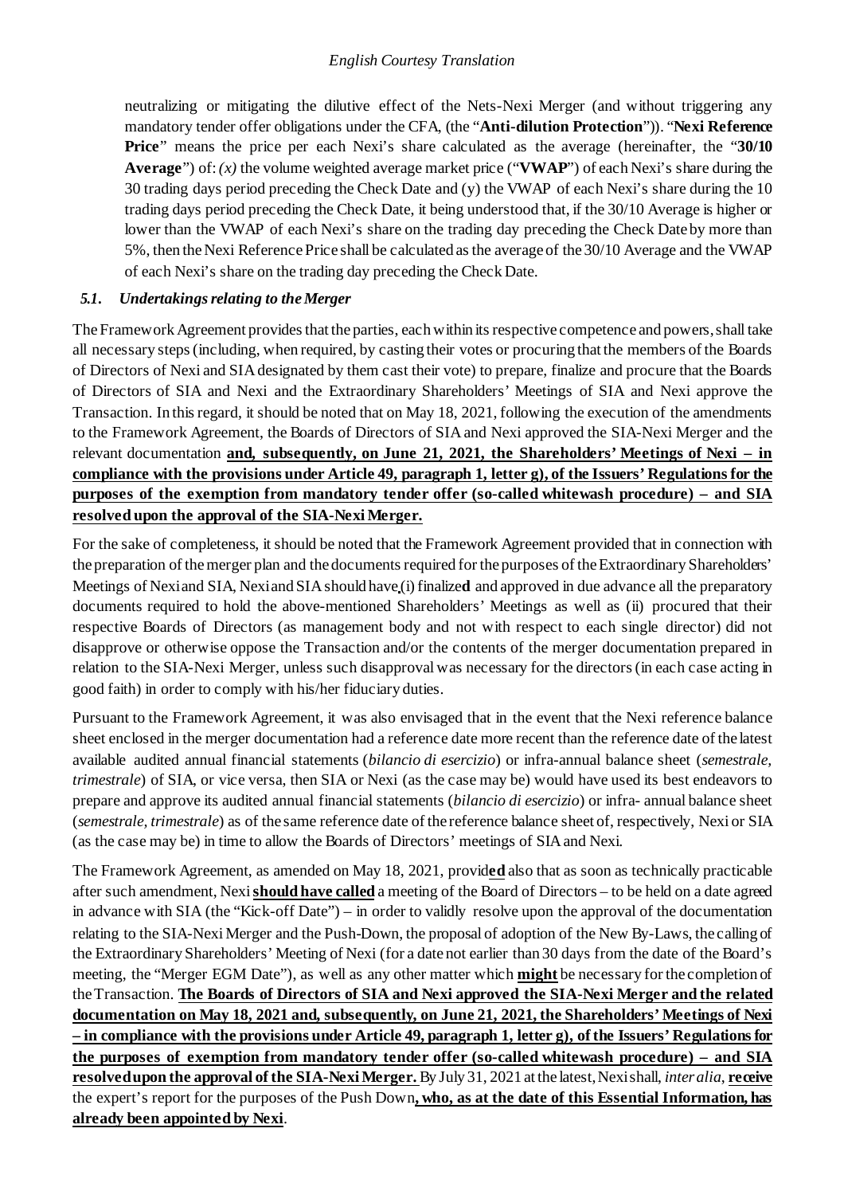neutralizing or mitigating the dilutive effect of the Nets-Nexi Merger (and without triggering any mandatory tender offer obligations under the CFA, (the "**Anti-dilution Protection**")). "**Nexi Reference Price**" means the price per each Nexi's share calculated as the average (hereinafter, the "**30/10 Average**") of: *(x)* the volume weighted average market price ("**VWAP**") of each Nexi's share during the 30 trading days period preceding the Check Date and (y) the VWAP of each Nexi's share during the 10 trading days period preceding the Check Date, it being understood that, if the 30/10 Average is higher or lower than the VWAP of each Nexi's share on the trading day preceding the Check Date by more than 5%, then the Nexi Reference Price shall be calculated as the average of the 30/10 Average and the VWAP of each Nexi's share on the trading day preceding the Check Date.

### *5.1. Undertakings relating to the Merger*

The Framework Agreement provides that the parties, each within its respective competence and powers, shall take all necessary steps (including, when required, by casting their votes or procuring that the members of the Boards of Directors of Nexi and SIA designated by them cast their vote) to prepare, finalize and procure that the Boards of Directors of SIA and Nexi and the Extraordinary Shareholders' Meetings of SIA and Nexi approve the Transaction. In this regard, it should be noted that on May 18, 2021, following the execution of the amendments to the Framework Agreement, the Boards of Directors of SIA and Nexi approved the SIA-Nexi Merger and the relevant documentation **and, subsequently, on June 21, 2021, the Shareholders' Meetings of Nexi – in compliance with the provisions under Article 49, paragraph 1, letter g), of the Issuers' Regulations for the purposes of the exemption from mandatory tender offer (so-called whitewash procedure) – and SIA resolved upon the approval of the SIA-Nexi Merger.**

For the sake of completeness, it should be noted that the Framework Agreement provided that in connection with the preparation of the merger plan and the documents required for the purposes of the Extraordinary Shareholders' Meetings of Nexi and SIA, Nexi and SIA should have (i) finalize**d** and approved in due advance all the preparatory documents required to hold the above-mentioned Shareholders' Meetings as well as (ii) procured that their respective Boards of Directors (as management body and not with respect to each single director) did not disapprove or otherwise oppose the Transaction and/or the contents of the merger documentation prepared in relation to the SIA-Nexi Merger, unless such disapproval was necessary for the directors (in each case acting in good faith) in order to comply with his/her fiduciary duties.

Pursuant to the Framework Agreement, it was also envisaged that in the event that the Nexi reference balance sheet enclosed in the merger documentation had a reference date more recent than the reference date of the latest available audited annual financial statements (*bilancio di esercizio*) or infra-annual balance sheet (*semestrale, trimestrale*) of SIA, or vice versa, then SIA or Nexi (as the case may be) would have used its best endeavors to prepare and approve its audited annual financial statements (*bilancio di esercizio*) or infra- annual balance sheet (*semestrale, trimestrale*) as of the same reference date of the reference balance sheet of, respectively, Nexi or SIA (as the case may be) in time to allow the Boards of Directors' meetings of SIA and Nexi.

The Framework Agreement, as amended on May 18, 2021, provid**ed** also that as soon as technically practicable after such amendment, Nexi **should have called** a meeting of the Board of Directors – to be held on a date agreed in advance with SIA (the "Kick-off Date") – in order to validly resolve upon the approval of the documentation relating to the SIA-Nexi Merger and the Push-Down, the proposal of adoption of the New By-Laws, the calling of the Extraordinary Shareholders' Meeting of Nexi (for a date not earlier than 30 days from the date of the Board's meeting, the "Merger EGM Date"), as well as any other matter which **might** be necessary for the completion of the Transaction. **The Boards of Directors of SIA and Nexi approved the SIA-Nexi Merger and the related documentation on May 18, 2021 and, subsequently, on June 21, 2021, the Shareholders' Meetings of Nexi – in compliance with the provisions under Article 49, paragraph 1, letter g), of the Issuers' Regulations for the purposes of exemption from mandatory tender offer (so-called whitewash procedure) – and SIA resolved upon the approval of the SIA-Nexi Merger.** By July 31, 2021 at the latest, Nexi shall, *inter alia*, **receive** the expert's report for the purposes of the Push Down**, who, as at the date of this Essential Information, has already been appointed by Nexi**.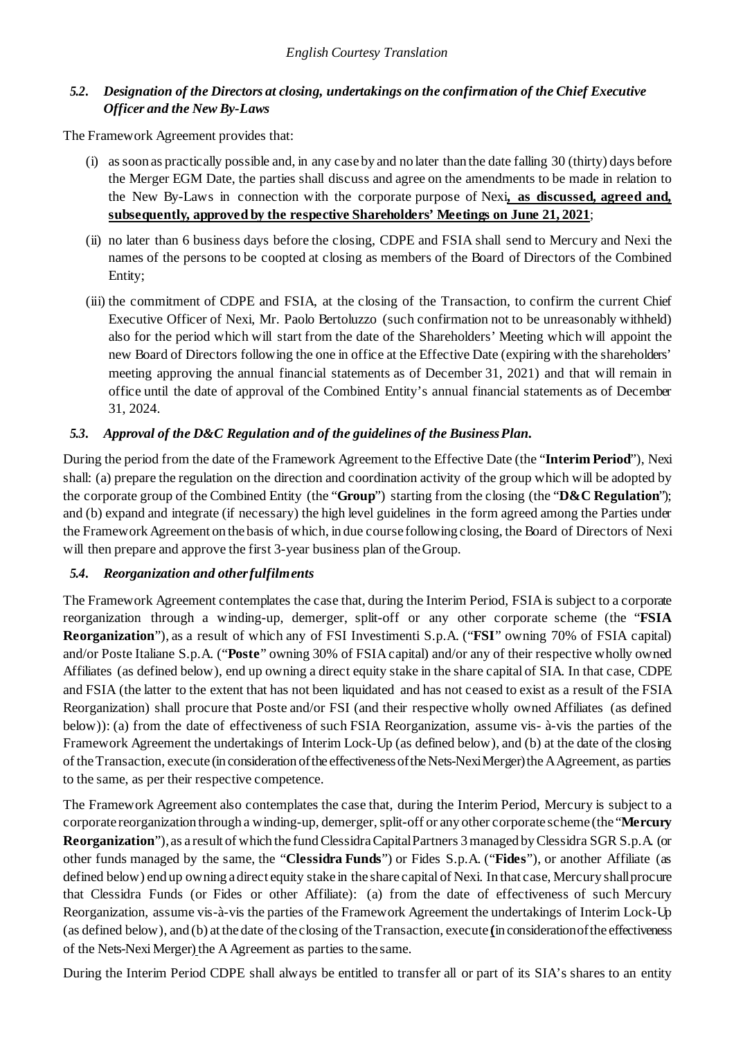*English Courtesy Translation*

### *5.2. Designation of the Directors at closing, undertakings on the confirmation of the Chief Executive Officer and the New By-Laws*

The Framework Agreement provides that:

(i) as soon as practically possible and, in any case by and no later than the date falling 30 (thirty) days before the Merger EGM Date, the parties shall discuss and agree on the amendments to be made in relation to the New By-Laws in connection with the corporate purpose of Nexi**, as discussed, agreed and, subsequently, approved by the respective Shareholders' Meetings on June 21, 2021**;

(ii) no later than 6 business days before the closing, CDPE and FSIA shall send to Mercury and Nexi the names of the persons to be coopted at closing as members of the Board of Directors of the Combined Entity;

(iii) the commitment of CDPE and FSIA, at the closing of the Transaction, to confirm the current Chief Executive Officer of Nexi, Mr. Paolo Bertoluzzo (such confirmation not to be unreasonably withheld) also for the period which will start from the date of the Shareholders' Meeting which will appoint the new Board of Directors following the one in office at the Effective Date (expiring with the shareholders' meeting approving the annual financial statements as of December 31, 2021) and that will remain in office until the date of approval of the Combined Entity's annual financial statements as of December 31, 2024.

### *5.3. Approval of the D&C Regulation and of the guidelines of the Business Plan.*

During the period from the date of the Framework Agreement to the Effective Date (the "**Interim Period**"), Nexi shall: (a) prepare the regulation on the direction and coordination activity of the group which will be adopted by the corporate group of the Combined Entity (the "**Group**") starting from the closing (the "**D&C Regulation**"); and (b) expand and integrate (if necessary) the high level guidelines in the form agreed among the Parties under the Framework Agreement on the basis of which, in due course following closing, the Board of Directors of Nexi will then prepare and approve the first 3-year business plan of the Group.

### *5.4. Reorganization and other fulfilments*

The Framework Agreement contemplates the case that, during the Interim Period, FSIA is subject to a corporate reorganization through a winding-up, demerger, split-off or any other corporate scheme (the "**FSIA Reorganization**"), as a result of which any of FSI Investimenti S.p.A. ("**FSI**" owning 70% of FSIA capital) and/or Poste Italiane S.p.A. ("**Poste**" owning 30% of FSIA capital) and/or any of their respective wholly owned Affiliates (as defined below), end up owning a direct equity stake in the share capital of SIA. In that case, CDPE and FSIA (the latter to the extent that has not been liquidated and has not ceased to exist as a result of the FSIA Reorganization) shall procure that Poste and/or FSI (and their respective wholly owned Affiliates (as defined below)): (a) from the date of effectiveness of such FSIA Reorganization, assume vis- à-vis the parties of the Framework Agreement the undertakings of Interim Lock-Up (as defined below), and (b) at the date of the closing of the Transaction, execute (in consideration of the effectiveness of the Nets-Nexi Merger) the A Agreement, as parties to the same, as per their respective competence.

The Framework Agreement also contemplates the case that, during the Interim Period, Mercury is subject to a corporate reorganization through a winding-up, demerger, split-off or any other corporate scheme (the "**Mercury Reorganization**"), as a result of which the fund Clessidra Capital Partners 3 managed by Clessidra SGR S.p.A. (or other funds managed by the same, the "**Clessidra Funds**") or Fides S.p.A. ("**Fides**"), or another Affiliate (as defined below) end up owning a direct equity stake in the share capital of Nexi. In that case, Mercury shall procure that Clessidra Funds (or Fides or other Affiliate): (a) from the date of effectiveness of such Mercury Reorganization, assume vis-à-vis the parties of the Framework Agreement the undertakings of Interim Lock-Up (as defined below), and (b) at the date of the closing of the Transaction, execute (in consideration of the effectiveness of the Nets-Nexi Merger) the A Agreement as parties to the same.

During the Interim Period CDPE shall always be entitled to transfer all or part of its SIA's shares to an entity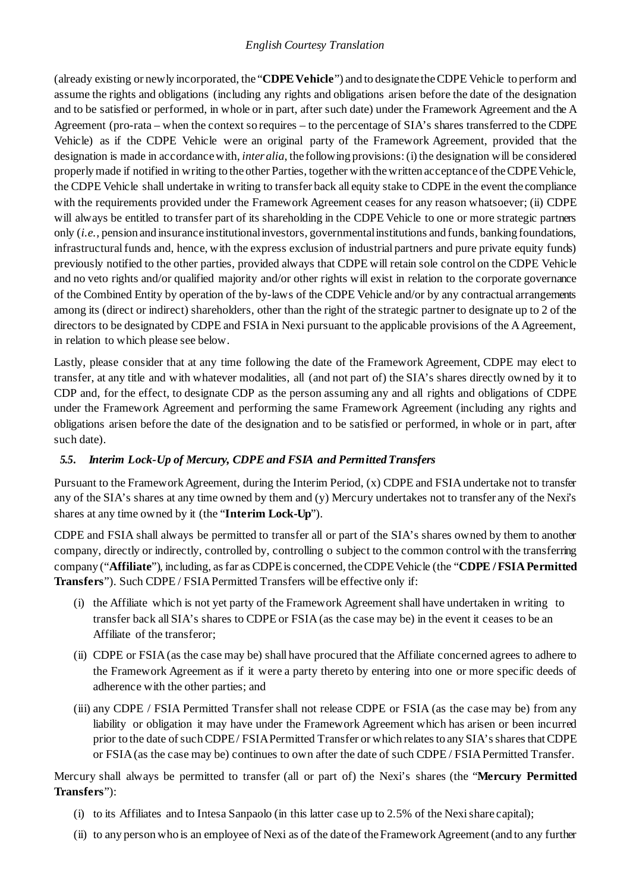(already existing or newly incorporated, the "**CDPE Vehicle**") and to designate the CDPE Vehicle to perform and assume the rights and obligations (including any rights and obligations arisen before the date of the designation and to be satisfied or performed, in whole or in part, after such date) under the Framework Agreement and the A Agreement (pro-rata – when the context so requires – to the percentage of SIA's shares transferred to the CDPE Vehicle) as if the CDPE Vehicle were an original party of the Framework Agreement, provided that the designation is made in accordance with, *inter alia*, the following provisions: (i) the designation will be considered properly made if notified in writing to the other Parties, together with the written acceptance of the CDPE Vehicle, the CDPE Vehicle shall undertake in writing to transfer back all equity stake to CDPE in the event the compliance with the requirements provided under the Framework Agreement ceases for any reason whatsoever; (ii) CDPE will always be entitled to transfer part of its shareholding in the CDPE Vehicle to one or more strategic partners only (*i.e.*, pension and insurance institutional investors, governmental institutions and funds, banking foundations, infrastructural funds and, hence, with the express exclusion of industrial partners and pure private equity funds) previously notified to the other parties, provided always that CDPE will retain sole control on the CDPE Vehicle and no veto rights and/or qualified majority and/or other rights will exist in relation to the corporate governance of the Combined Entity by operation of the by-laws of the CDPE Vehicle and/or by any contractual arrangements among its (direct or indirect) shareholders, other than the right of the strategic partner to designate up to 2 of the directors to be designated by CDPE and FSIA in Nexi pursuant to the applicable provisions of the A Agreement, in relation to which please see below.

Lastly, please consider that at any time following the date of the Framework Agreement, CDPE may elect to transfer, at any title and with whatever modalities, all (and not part of) the SIA's shares directly owned by it to CDP and, for the effect, to designate CDP as the person assuming any and all rights and obligations of CDPE under the Framework Agreement and performing the same Framework Agreement (including any rights and obligations arisen before the date of the designation and to be satisfied or performed, in whole or in part, after such date).

### *5.5. Interim Lock-Up of Mercury, CDPE and FSIA and Permitted Transfers*

Pursuant to the Framework Agreement, during the Interim Period, (x) CDPE and FSIA undertake not to transfer any of the SIA's shares at any time owned by them and (y) Mercury undertakes not to transfer any of the Nexi's shares at any time owned by it (the "**Interim Lock-Up**").

CDPE and FSIA shall always be permitted to transfer all or part of the SIA's shares owned by them to another company, directly or indirectly, controlled by, controlling o subject to the common control with the transferring company ("**Affiliate**"), including, as far as CDPE is concerned, the CDPE Vehicle (the "**CDPE / FSIA Permitted Transfers**"). Such CDPE / FSIA Permitted Transfers will be effective only if:

(i) the Affiliate which is not yet party of the Framework Agreement shall have undertaken in writing to transfer back all SIA's shares to CDPE or FSIA (as the case may be) in the event it ceases to be an Affiliate of the transferor;

(ii) CDPE or FSIA (as the case may be) shall have procured that the Affiliate concerned agrees to adhere to the Framework Agreement as if it were a party thereto by entering into one or more specific deeds of adherence with the other parties; and

(iii) any CDPE / FSIA Permitted Transfer shall not release CDPE or FSIA (as the case may be) from any liability or obligation it may have under the Framework Agreement which has arisen or been incurred prior to the date of such CDPE / FSIA Permitted Transfer or which relates to any SIA's shares that CDPE or FSIA (as the case may be) continues to own after the date of such CDPE / FSIA Permitted Transfer.

Mercury shall always be permitted to transfer (all or part of) the Nexi's shares (the "**Mercury Permitted Transfers**"):

(i) to its Affiliates and to Intesa Sanpaolo (in this latter case up to 2.5% of the Nexi share capital);

(ii) to any person who is an employee of Nexi as of the date of the Framework Agreement (and to any further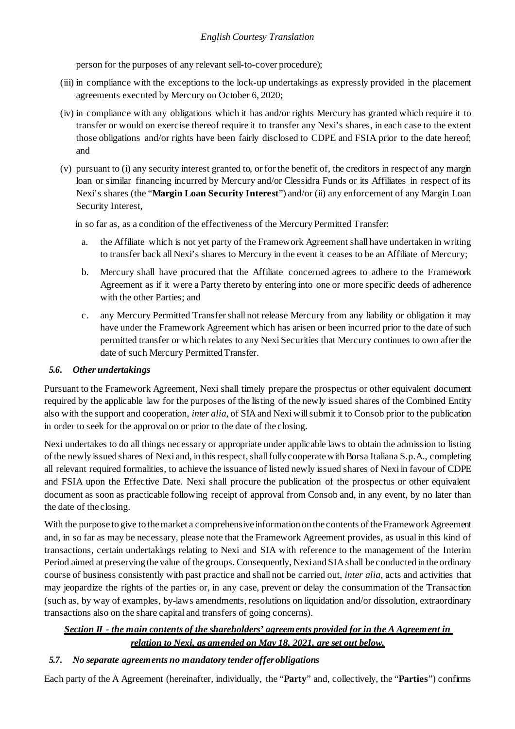person for the purposes of any relevant sell-to-cover procedure);

(iii) in compliance with the exceptions to the lock-up undertakings as expressly provided in the placement agreements executed by Mercury on October 6, 2020;

(iv) in compliance with any obligations which it has and/or rights Mercury has granted which require it to transfer or would on exercise thereof require it to transfer any Nexi's shares, in each case to the extent those obligations and/or rights have been fairly disclosed to CDPE and FSIA prior to the date hereof; and

(v) pursuant to (i) any security interest granted to, or for the benefit of, the creditors in respect of any margin loan or similar financing incurred by Mercury and/or Clessidra Funds or its Affiliates in respect of its Nexi's shares (the "**Margin Loan Security Interest**") and/or (ii) any enforcement of any Margin Loan Security Interest,

in so far as, as a condition of the effectiveness of the Mercury Permitted Transfer:

a. the Affiliate which is not yet party of the Framework Agreement shall have undertaken in writing to transfer back all Nexi's shares to Mercury in the event it ceases to be an Affiliate of Mercury;

b. Mercury shall have procured that the Affiliate concerned agrees to adhere to the Framework Agreement as if it were a Party thereto by entering into one or more specific deeds of adherence with the other Parties; and

c. any Mercury Permitted Transfer shall not release Mercury from any liability or obligation it may have under the Framework Agreement which has arisen or been incurred prior to the date of such permitted transfer or which relates to any Nexi Securities that Mercury continues to own after the date of such Mercury Permitted Transfer.

### *5.6. Other undertakings*

Pursuant to the Framework Agreement, Nexi shall timely prepare the prospectus or other equivalent document required by the applicable law for the purposes of the listing of the newly issued shares of the Combined Entity also with the support and cooperation, *inter alia*, of SIA and Nexi will submit it to Consob prior to the publication in order to seek for the approval on or prior to the date of the closing.

Nexi undertakes to do all things necessary or appropriate under applicable laws to obtain the admission to listing of the newly issued shares of Nexi and, in this respect, shall fully cooperate with Borsa Italiana S.p.A., completing all relevant required formalities, to achieve the issuance of listed newly issued shares of Nexi in favour of CDPE and FSIA upon the Effective Date. Nexi shall procure the publication of the prospectus or other equivalent document as soon as practicable following receipt of approval from Consob and, in any event, by no later than the date of the closing.

With the purpose to give to the market a comprehensive information on the contents of the Framework Agreement and, in so far as may be necessary, please note that the Framework Agreement provides, as usual in this kind of transactions, certain undertakings relating to Nexi and SIA with reference to the management of the Interim Period aimed at preserving the value of the groups. Consequently, Nexi and SIA shall be conducted in the ordinary course of business consistently with past practice and shall not be carried out, *inter alia*, acts and activities that may jeopardize the rights of the parties or, in any case, prevent or delay the consummation of the Transaction (such as, by way of examples, by-laws amendments, resolutions on liquidation and/or dissolution, extraordinary transactions also on the share capital and transfers of going concerns).

## ***Section II - the main contents of the shareholders' agreements provided for in the A Agreement in relation to Nexi, as amended on May 18, 2021, are set out below.***

### *5.7. No separate agreements no mandatory tender offer obligations*

Each party of the A Agreement (hereinafter, individually, the "**Party**" and, collectively, the "**Parties**") confirms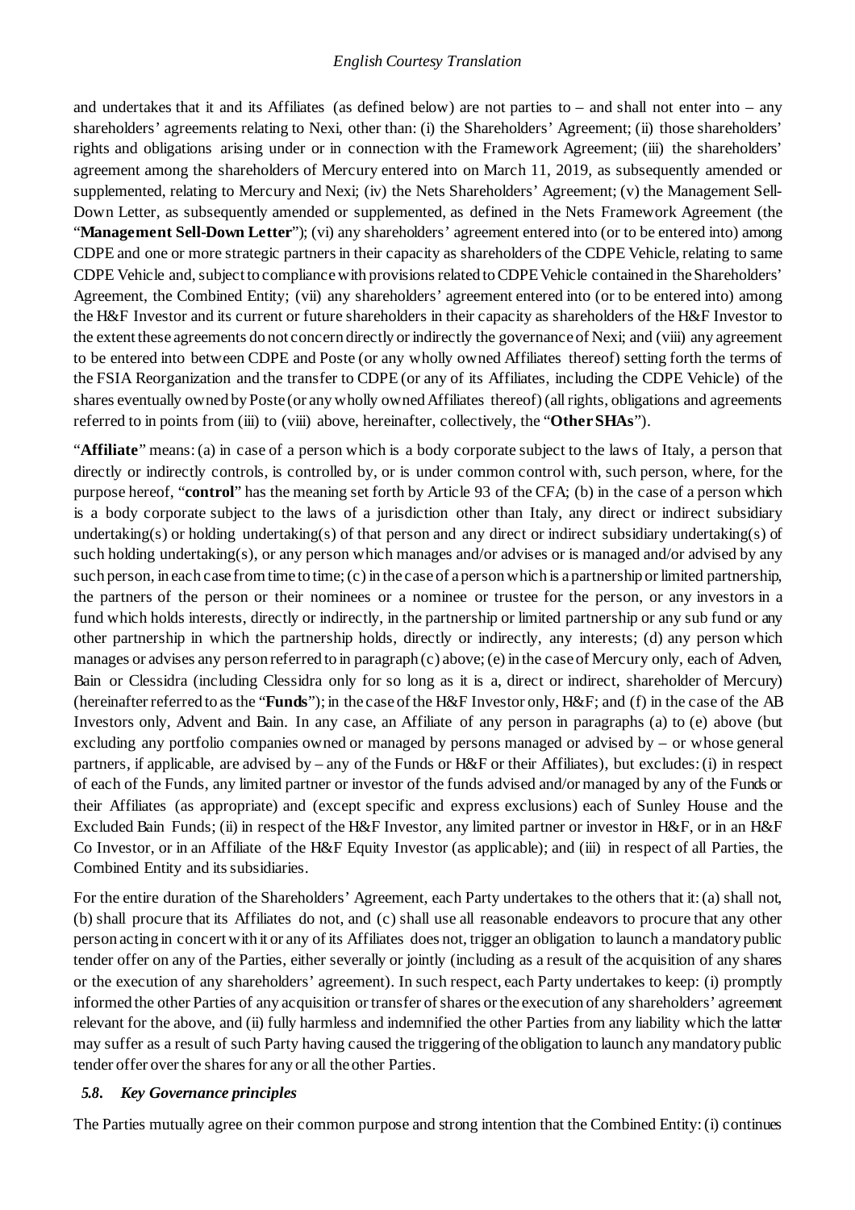and undertakes that it and its Affiliates (as defined below) are not parties to – and shall not enter into – any shareholders' agreements relating to Nexi, other than: (i) the Shareholders' Agreement; (ii) those shareholders' rights and obligations arising under or in connection with the Framework Agreement; (iii) the shareholders' agreement among the shareholders of Mercury entered into on March 11, 2019, as subsequently amended or supplemented, relating to Mercury and Nexi; (iv) the Nets Shareholders' Agreement; (v) the Management Sell-Down Letter, as subsequently amended or supplemented, as defined in the Nets Framework Agreement (the "**Management Sell-Down Letter**"); (vi) any shareholders' agreement entered into (or to be entered into) among CDPE and one or more strategic partners in their capacity as shareholders of the CDPE Vehicle, relating to same CDPE Vehicle and, subject to compliance with provisions related to CDPE Vehicle contained in the Shareholders' Agreement, the Combined Entity; (vii) any shareholders' agreement entered into (or to be entered into) among the H&F Investor and its current or future shareholders in their capacity as shareholders of the H&F Investor to the extent these agreements do not concern directly or indirectly the governance of Nexi; and (viii) any agreement to be entered into between CDPE and Poste (or any wholly owned Affiliates thereof) setting forth the terms of the FSIA Reorganization and the transfer to CDPE (or any of its Affiliates, including the CDPE Vehicle) of the shares eventually owned by Poste (or any wholly owned Affiliates thereof) (all rights, obligations and agreements referred to in points from (iii) to (viii) above, hereinafter, collectively, the "**Other SHAs**").

"**Affiliate**" means: (a) in case of a person which is a body corporate subject to the laws of Italy, a person that directly or indirectly controls, is controlled by, or is under common control with, such person, where, for the purpose hereof, "**control**" has the meaning set forth by Article 93 of the CFA; (b) in the case of a person which is a body corporate subject to the laws of a jurisdiction other than Italy, any direct or indirect subsidiary undertaking(s) or holding undertaking(s) of that person and any direct or indirect subsidiary undertaking(s) of such holding undertaking(s), or any person which manages and/or advises or is managed and/or advised by any such person, in each case from time to time; (c) in the case of a person which is a partnership or limited partnership, the partners of the person or their nominees or a nominee or trustee for the person, or any investors in a fund which holds interests, directly or indirectly, in the partnership or limited partnership or any sub fund or any other partnership in which the partnership holds, directly or indirectly, any interests; (d) any person which manages or advises any person referred to in paragraph (c) above; (e) in the case of Mercury only, each of Adven, Bain or Clessidra (including Clessidra only for so long as it is a, direct or indirect, shareholder of Mercury) (hereinafter referred to as the "**Funds**"); in the case of the H&F Investor only, H&F; and (f) in the case of the AB Investors only, Advent and Bain. In any case, an Affiliate of any person in paragraphs (a) to (e) above (but excluding any portfolio companies owned or managed by persons managed or advised by – or whose general partners, if applicable, are advised by – any of the Funds or H&F or their Affiliates), but excludes: (i) in respect of each of the Funds, any limited partner or investor of the funds advised and/or managed by any of the Funds or their Affiliates (as appropriate) and (except specific and express exclusions) each of Sunley House and the Excluded Bain Funds; (ii) in respect of the H&F Investor, any limited partner or investor in H&F, or in an H&F Co Investor, or in an Affiliate of the H&F Equity Investor (as applicable); and (iii) in respect of all Parties, the Combined Entity and its subsidiaries.

For the entire duration of the Shareholders' Agreement, each Party undertakes to the others that it: (a) shall not, (b) shall procure that its Affiliates do not, and (c) shall use all reasonable endeavors to procure that any other person acting in concert with it or any of its Affiliates does not, trigger an obligation to launch a mandatory public tender offer on any of the Parties, either severally or jointly (including as a result of the acquisition of any shares or the execution of any shareholders' agreement). In such respect, each Party undertakes to keep: (i) promptly informed the other Parties of any acquisition or transfer of shares or the execution of any shareholders' agreement relevant for the above, and (ii) fully harmless and indemnified the other Parties from any liability which the latter may suffer as a result of such Party having caused the triggering of the obligation to launch any mandatory public tender offer over the shares for any or all the other Parties.

### *5.8. Key Governance principles*

The Parties mutually agree on their common purpose and strong intention that the Combined Entity: (i) continues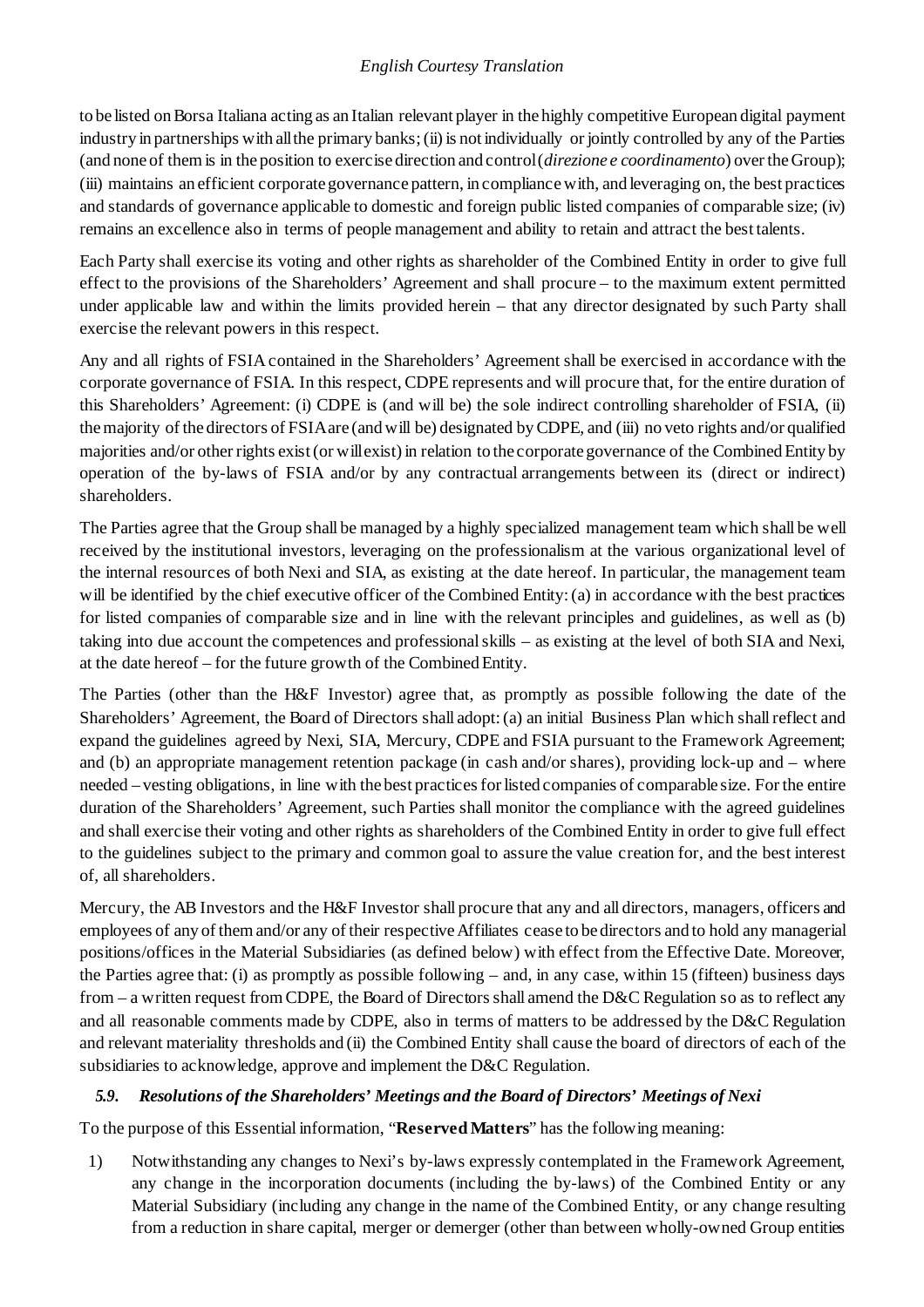to be listed on Borsa Italiana acting as an Italian relevant player in the highly competitive European digital payment industry in partnerships with all the primary banks; (ii) is not individually or jointly controlled by any of the Parties (and none of them is in the position to exercise direction and control (*direzione e coordinamento*) over the Group); (iii) maintains an efficient corporate governance pattern, in compliance with, and leveraging on, the best practices and standards of governance applicable to domestic and foreign public listed companies of comparable size; (iv) remains an excellence also in terms of people management and ability to retain and attract the best talents.

Each Party shall exercise its voting and other rights as shareholder of the Combined Entity in order to give full effect to the provisions of the Shareholders' Agreement and shall procure – to the maximum extent permitted under applicable law and within the limits provided herein – that any director designated by such Party shall exercise the relevant powers in this respect.

Any and all rights of FSIA contained in the Shareholders' Agreement shall be exercised in accordance with the corporate governance of FSIA. In this respect, CDPE represents and will procure that, for the entire duration of this Shareholders' Agreement: (i) CDPE is (and will be) the sole indirect controlling shareholder of FSIA, (ii) the majority of the directors of FSIA are (and will be) designated by CDPE, and (iii) no veto rights and/or qualified majorities and/or other rights exist (or will exist) in relation to the corporate governance of the Combined Entity by operation of the by-laws of FSIA and/or by any contractual arrangements between its (direct or indirect) shareholders.

The Parties agree that the Group shall be managed by a highly specialized management team which shall be well received by the institutional investors, leveraging on the professionalism at the various organizational level of the internal resources of both Nexi and SIA, as existing at the date hereof. In particular, the management team will be identified by the chief executive officer of the Combined Entity: (a) in accordance with the best practices for listed companies of comparable size and in line with the relevant principles and guidelines, as well as (b) taking into due account the competences and professional skills – as existing at the level of both SIA and Nexi, at the date hereof – for the future growth of the Combined Entity.

The Parties (other than the H&F Investor) agree that, as promptly as possible following the date of the Shareholders' Agreement, the Board of Directors shall adopt: (a) an initial Business Plan which shall reflect and expand the guidelines agreed by Nexi, SIA, Mercury, CDPE and FSIA pursuant to the Framework Agreement; and (b) an appropriate management retention package (in cash and/or shares), providing lock-up and – where needed – vesting obligations, in line with the best practices for listed companies of comparable size. For the entire duration of the Shareholders' Agreement, such Parties shall monitor the compliance with the agreed guidelines and shall exercise their voting and other rights as shareholders of the Combined Entity in order to give full effect to the guidelines subject to the primary and common goal to assure the value creation for, and the best interest of, all shareholders.

Mercury, the AB Investors and the H&F Investor shall procure that any and all directors, managers, officers and employees of any of them and/or any of their respective Affiliates cease to be directors and to hold any managerial positions/offices in the Material Subsidiaries (as defined below) with effect from the Effective Date. Moreover, the Parties agree that: (i) as promptly as possible following – and, in any case, within 15 (fifteen) business days from – a written request from CDPE, the Board of Directors shall amend the D&C Regulation so as to reflect any and all reasonable comments made by CDPE, also in terms of matters to be addressed by the D&C Regulation and relevant materiality thresholds and (ii) the Combined Entity shall cause the board of directors of each of the subsidiaries to acknowledge, approve and implement the D&C Regulation.

### *5.9. Resolutions of the Shareholders' Meetings and the Board of Directors' Meetings of Nexi*

To the purpose of this Essential information, "**Reserved Matters**" has the following meaning:

1) Notwithstanding any changes to Nexi's by-laws expressly contemplated in the Framework Agreement, any change in the incorporation documents (including the by-laws) of the Combined Entity or any Material Subsidiary (including any change in the name of the Combined Entity, or any change resulting from a reduction in share capital, merger or demerger (other than between wholly-owned Group entities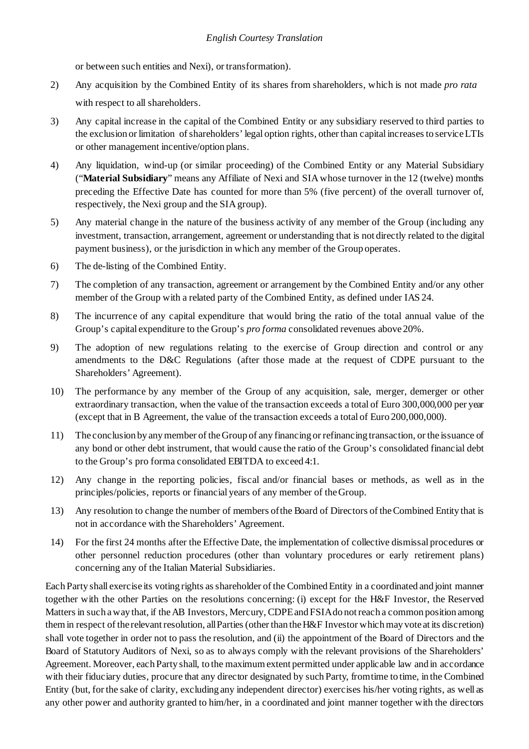or between such entities and Nexi), or transformation).

2) Any acquisition by the Combined Entity of its shares from shareholders, which is not made *pro rata* with respect to all shareholders.

3) Any capital increase in the capital of the Combined Entity or any subsidiary reserved to third parties to the exclusion or limitation of shareholders' legal option rights, other than capital increases to service LTIs or other management incentive/option plans.

4) Any liquidation, wind-up (or similar proceeding) of the Combined Entity or any Material Subsidiary ("**Material Subsidiary**" means any Affiliate of Nexi and SIA whose turnover in the 12 (twelve) months preceding the Effective Date has counted for more than 5% (five percent) of the overall turnover of, respectively, the Nexi group and the SIA group).

5) Any material change in the nature of the business activity of any member of the Group (including any investment, transaction, arrangement, agreement or understanding that is not directly related to the digital payment business), or the jurisdiction in which any member of the Group operates.

6) The de-listing of the Combined Entity.

7) The completion of any transaction, agreement or arrangement by the Combined Entity and/or any other member of the Group with a related party of the Combined Entity, as defined under IAS 24.

8) The incurrence of any capital expenditure that would bring the ratio of the total annual value of the Group's capital expenditure to the Group's *pro forma* consolidated revenues above 20%.

9) The adoption of new regulations relating to the exercise of Group direction and control or any amendments to the D&C Regulations (after those made at the request of CDPE pursuant to the Shareholders' Agreement).

10) The performance by any member of the Group of any acquisition, sale, merger, demerger or other extraordinary transaction, when the value of the transaction exceeds a total of Euro 300,000,000 per year (except that in B Agreement, the value of the transaction exceeds a total of Euro 200,000,000).

11) The conclusion by any member of the Group of any financing or refinancing transaction, or the issuance of any bond or other debt instrument, that would cause the ratio of the Group's consolidated financial debt to the Group's pro forma consolidated EBITDA to exceed 4:1.

12) Any change in the reporting policies, fiscal and/or financial bases or methods, as well as in the principles/policies, reports or financial years of any member of the Group.

13) Any resolution to change the number of members of the Board of Directors of the Combined Entity that is not in accordance with the Shareholders' Agreement.

14) For the first 24 months after the Effective Date, the implementation of collective dismissal procedures or other personnel reduction procedures (other than voluntary procedures or early retirement plans) concerning any of the Italian Material Subsidiaries.

Each Party shall exercise its voting rights as shareholder of the Combined Entity in a coordinated and joint manner together with the other Parties on the resolutions concerning: (i) except for the H&F Investor, the Reserved Matters in such a way that, if the AB Investors, Mercury, CDPE and FSIA do not reach a common position among them in respect of the relevant resolution, all Parties (other than the H&F Investor which may vote at its discretion) shall vote together in order not to pass the resolution, and (ii) the appointment of the Board of Directors and the Board of Statutory Auditors of Nexi, so as to always comply with the relevant provisions of the Shareholders' Agreement. Moreover, each Party shall, to the maximum extent permitted under applicable law and in accordance with their fiduciary duties, procure that any director designated by such Party, from time to time, in the Combined Entity (but, for the sake of clarity, excluding any independent director) exercises his/her voting rights, as well as any other power and authority granted to him/her, in a coordinated and joint manner together with the directors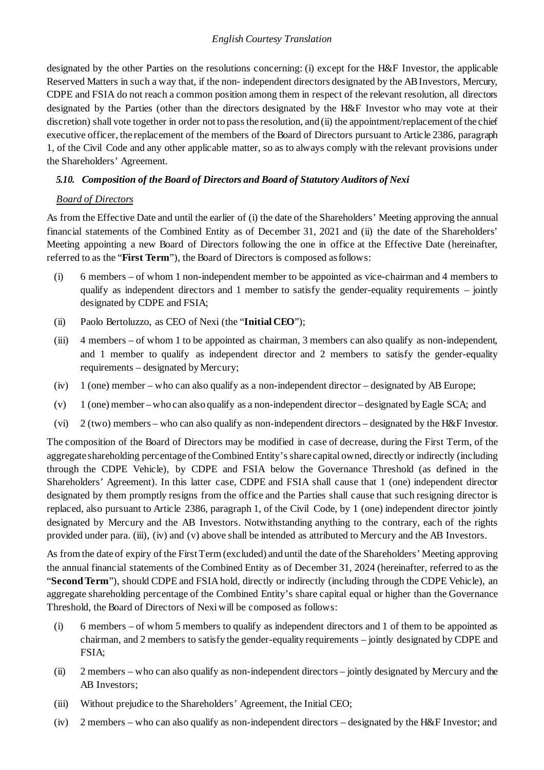designated by the other Parties on the resolutions concerning: (i) except for the H&F Investor, the applicable Reserved Matters in such a way that, if the non- independent directors designated by the AB Investors, Mercury, CDPE and FSIA do not reach a common position among them in respect of the relevant resolution, all directors designated by the Parties (other than the directors designated by the H&F Investor who may vote at their discretion) shall vote together in order not to pass the resolution, and (ii) the appointment/replacement of the chief executive officer, the replacement of the members of the Board of Directors pursuant to Article 2386, paragraph 1, of the Civil Code and any other applicable matter, so as to always comply with the relevant provisions under the Shareholders' Agreement.

### *5.10. Composition of the Board of Directors and Board of Statutory Auditors of Nexi*

*Board of Directors*

As from the Effective Date and until the earlier of (i) the date of the Shareholders' Meeting approving the annual financial statements of the Combined Entity as of December 31, 2021 and (ii) the date of the Shareholders' Meeting appointing a new Board of Directors following the one in office at the Effective Date (hereinafter, referred to as the "**First Term**"), the Board of Directors is composed as follows:

(i) 6 members – of whom 1 non-independent member to be appointed as vice-chairman and 4 members to qualify as independent directors and 1 member to satisfy the gender-equality requirements – jointly designated by CDPE and FSIA;

(ii) Paolo Bertoluzzo, as CEO of Nexi (the "**Initial CEO**");

(iii) 4 members – of whom 1 to be appointed as chairman, 3 members can also qualify as non-independent, and 1 member to qualify as independent director and 2 members to satisfy the gender-equality requirements – designated by Mercury;

(iv) 1 (one) member – who can also qualify as a non-independent director – designated by AB Europe;

(v) 1 (one) member – who can also qualify as a non-independent director – designated by Eagle SCA; and

(vi) 2 (two) members – who can also qualify as non-independent directors – designated by the H&F Investor.

The composition of the Board of Directors may be modified in case of decrease, during the First Term, of the aggregate shareholding percentage of the Combined Entity's share capital owned, directly or indirectly (including through the CDPE Vehicle), by CDPE and FSIA below the Governance Threshold (as defined in the Shareholders' Agreement). In this latter case, CDPE and FSIA shall cause that 1 (one) independent director designated by them promptly resigns from the office and the Parties shall cause that such resigning director is replaced, also pursuant to Article 2386, paragraph 1, of the Civil Code, by 1 (one) independent director jointly designated by Mercury and the AB Investors. Notwithstanding anything to the contrary, each of the rights provided under para. (iii), (iv) and (v) above shall be intended as attributed to Mercury and the AB Investors.

As from the date of expiry of the First Term (excluded) and until the date of the Shareholders' Meeting approving the annual financial statements of the Combined Entity as of December 31, 2024 (hereinafter, referred to as the "**Second Term**"), should CDPE and FSIA hold, directly or indirectly (including through the CDPE Vehicle), an aggregate shareholding percentage of the Combined Entity's share capital equal or higher than the Governance Threshold, the Board of Directors of Nexi will be composed as follows:

(i) 6 members – of whom 5 members to qualify as independent directors and 1 of them to be appointed as chairman, and 2 members to satisfy the gender-equality requirements – jointly designated by CDPE and FSIA;

(ii) 2 members – who can also qualify as non-independent directors – jointly designated by Mercury and the AB Investors;

(iii) Without prejudice to the Shareholders' Agreement, the Initial CEO;

(iv) 2 members – who can also qualify as non-independent directors – designated by the H&F Investor; and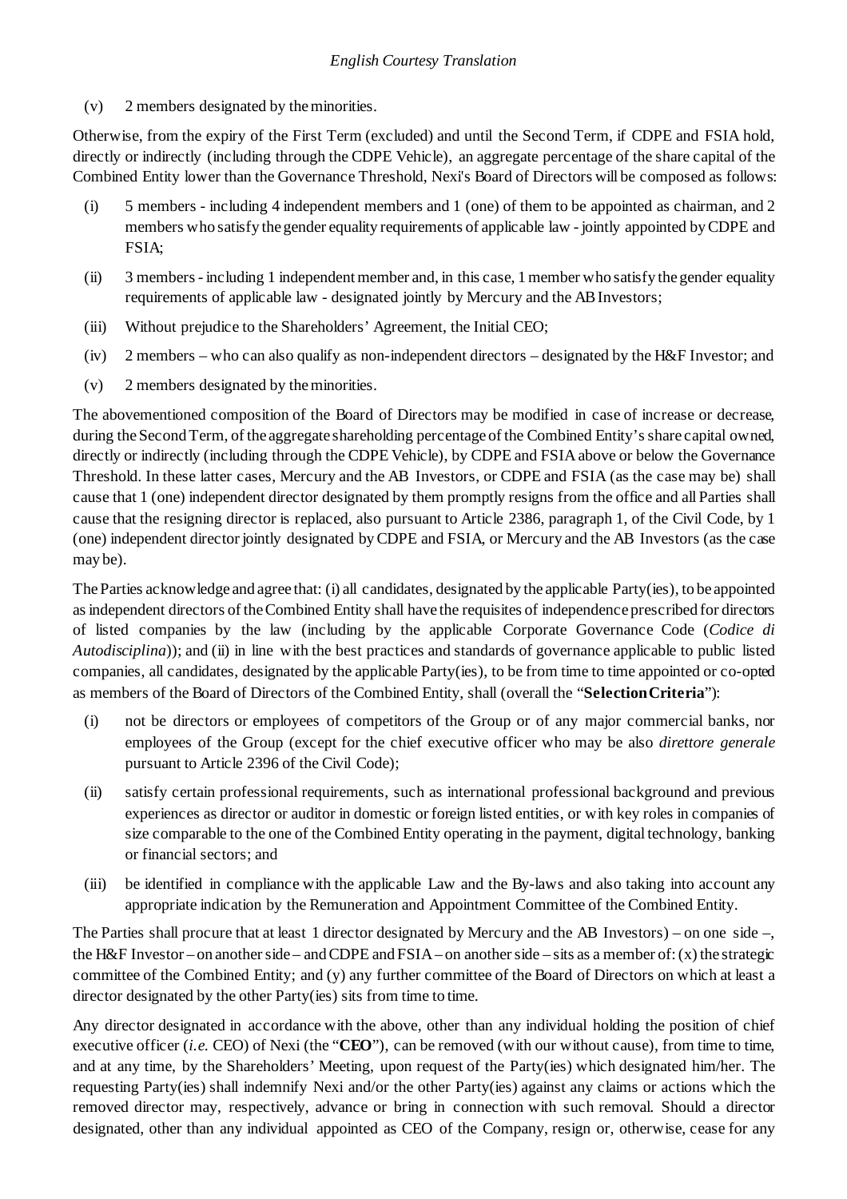(v) 2 members designated by the minorities.

Otherwise, from the expiry of the First Term (excluded) and until the Second Term, if CDPE and FSIA hold, directly or indirectly (including through the CDPE Vehicle), an aggregate percentage of the share capital of the Combined Entity lower than the Governance Threshold, Nexi's Board of Directors will be composed as follows:

(i) 5 members - including 4 independent members and 1 (one) of them to be appointed as chairman, and 2 members who satisfy the gender equality requirements of applicable law - jointly appointed by CDPE and FSIA;

(ii) 3 members - including 1 independent member and, in this case, 1 member who satisfy the gender equality requirements of applicable law - designated jointly by Mercury and the AB Investors;

(iii) Without prejudice to the Shareholders' Agreement, the Initial CEO;

(iv) 2 members – who can also qualify as non-independent directors – designated by the H&F Investor; and

(v) 2 members designated by the minorities.

The abovementioned composition of the Board of Directors may be modified in case of increase or decrease, during the Second Term, of the aggregate shareholding percentage of the Combined Entity's share capital owned, directly or indirectly (including through the CDPE Vehicle), by CDPE and FSIA above or below the Governance Threshold. In these latter cases, Mercury and the AB Investors, or CDPE and FSIA (as the case may be) shall cause that 1 (one) independent director designated by them promptly resigns from the office and all Parties shall cause that the resigning director is replaced, also pursuant to Article 2386, paragraph 1, of the Civil Code, by 1 (one) independent director jointly designated by CDPE and FSIA, or Mercury and the AB Investors (as the case may be).

The Parties acknowledge and agree that: (i) all candidates, designated by the applicable Party(ies), to be appointed as independent directors of the Combined Entity shall have the requisites of independence prescribed for directors of listed companies by the law (including by the applicable Corporate Governance Code (*Codice di Autodisciplina*)); and (ii) in line with the best practices and standards of governance applicable to public listed companies, all candidates, designated by the applicable Party(ies), to be from time to time appointed or co-opted as members of the Board of Directors of the Combined Entity, shall (overall the "**Selection Criteria**"):

(i) not be directors or employees of competitors of the Group or of any major commercial banks, nor employees of the Group (except for the chief executive officer who may be also *direttore generale* pursuant to Article 2396 of the Civil Code);

(ii) satisfy certain professional requirements, such as international professional background and previous experiences as director or auditor in domestic or foreign listed entities, or with key roles in companies of size comparable to the one of the Combined Entity operating in the payment, digital technology, banking or financial sectors; and

(iii) be identified in compliance with the applicable Law and the By-laws and also taking into account any appropriate indication by the Remuneration and Appointment Committee of the Combined Entity.

The Parties shall procure that at least 1 director designated by Mercury and the AB Investors) – on one side –, the H&F Investor – on another side – and CDPE and FSIA – on another side – sits as a member of: (x) the strategic committee of the Combined Entity; and (y) any further committee of the Board of Directors on which at least a director designated by the other Party(ies) sits from time to time.

Any director designated in accordance with the above, other than any individual holding the position of chief executive officer (*i.e.* CEO) of Nexi (the "**CEO**"), can be removed (with our without cause), from time to time, and at any time, by the Shareholders' Meeting, upon request of the Party(ies) which designated him/her. The requesting Party(ies) shall indemnify Nexi and/or the other Party(ies) against any claims or actions which the removed director may, respectively, advance or bring in connection with such removal. Should a director designated, other than any individual appointed as CEO of the Company, resign or, otherwise, cease for any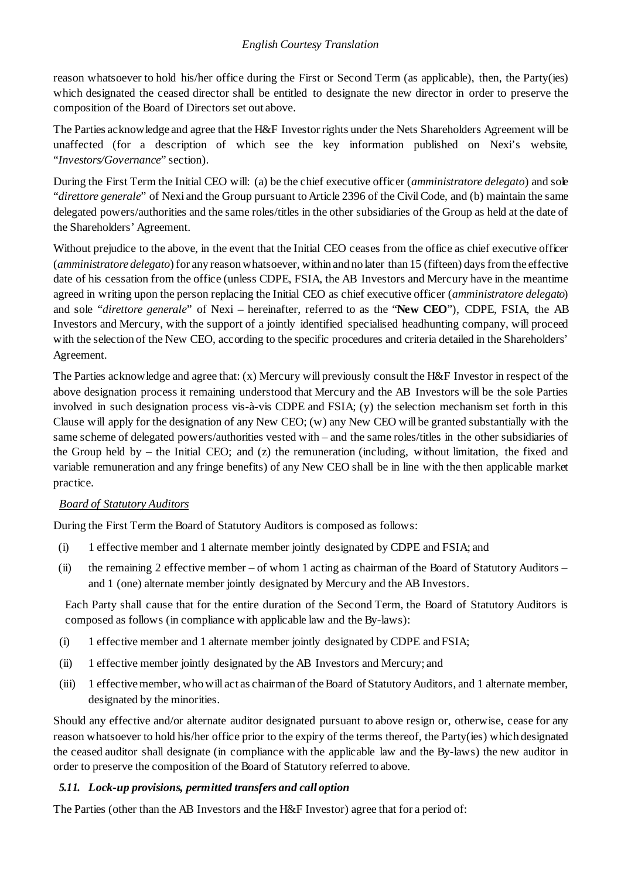reason whatsoever to hold his/her office during the First or Second Term (as applicable), then, the Party(ies) which designated the ceased director shall be entitled to designate the new director in order to preserve the composition of the Board of Directors set out above.

The Parties acknowledge and agree that the H&F Investor rights under the Nets Shareholders Agreement will be unaffected (for a description of which see the key information published on Nexi's website, "*Investors/Governance*" section).

During the First Term the Initial CEO will: (a) be the chief executive officer (*amministratore delegato*) and sole "*direttore generale*" of Nexi and the Group pursuant to Article 2396 of the Civil Code, and (b) maintain the same delegated powers/authorities and the same roles/titles in the other subsidiaries of the Group as held at the date of the Shareholders' Agreement.

Without prejudice to the above, in the event that the Initial CEO ceases from the office as chief executive officer (*amministratore delegato*) for any reason whatsoever, within and no later than 15 (fifteen) days from the effective date of his cessation from the office (unless CDPE, FSIA, the AB Investors and Mercury have in the meantime agreed in writing upon the person replacing the Initial CEO as chief executive officer (*amministratore delegato*) and sole "*direttore generale*" of Nexi – hereinafter, referred to as the "**New CEO**"), CDPE, FSIA, the AB Investors and Mercury, with the support of a jointly identified specialised headhunting company, will proceed with the selection of the New CEO, according to the specific procedures and criteria detailed in the Shareholders' Agreement.

The Parties acknowledge and agree that: (x) Mercury will previously consult the H&F Investor in respect of the above designation process it remaining understood that Mercury and the AB Investors will be the sole Parties involved in such designation process vis-à-vis CDPE and FSIA; (y) the selection mechanism set forth in this Clause will apply for the designation of any New CEO; (w) any New CEO will be granted substantially with the same scheme of delegated powers/authorities vested with – and the same roles/titles in the other subsidiaries of the Group held by – the Initial CEO; and (z) the remuneration (including, without limitation, the fixed and variable remuneration and any fringe benefits) of any New CEO shall be in line with the then applicable market practice.

<u>*Board of Statutory Auditors*</u>

During the First Term the Board of Statutory Auditors is composed as follows:

(i) 1 effective member and 1 alternate member jointly designated by CDPE and FSIA; and

(ii) the remaining 2 effective member – of whom 1 acting as chairman of the Board of Statutory Auditors – and 1 (one) alternate member jointly designated by Mercury and the AB Investors.

Each Party shall cause that for the entire duration of the Second Term, the Board of Statutory Auditors is composed as follows (in compliance with applicable law and the By-laws):

(i) 1 effective member and 1 alternate member jointly designated by CDPE and FSIA;

(ii) 1 effective member jointly designated by the AB Investors and Mercury; and

(iii) 1 effective member, who will act as chairman of the Board of Statutory Auditors, and 1 alternate member, designated by the minorities.

Should any effective and/or alternate auditor designated pursuant to above resign or, otherwise, cease for any reason whatsoever to hold his/her office prior to the expiry of the terms thereof, the Party(ies) which designated the ceased auditor shall designate (in compliance with the applicable law and the By-laws) the new auditor in order to preserve the composition of the Board of Statutory referred to above.

### *5.11. Lock-up provisions, permitted transfers and call option*

The Parties (other than the AB Investors and the H&F Investor) agree that for a period of: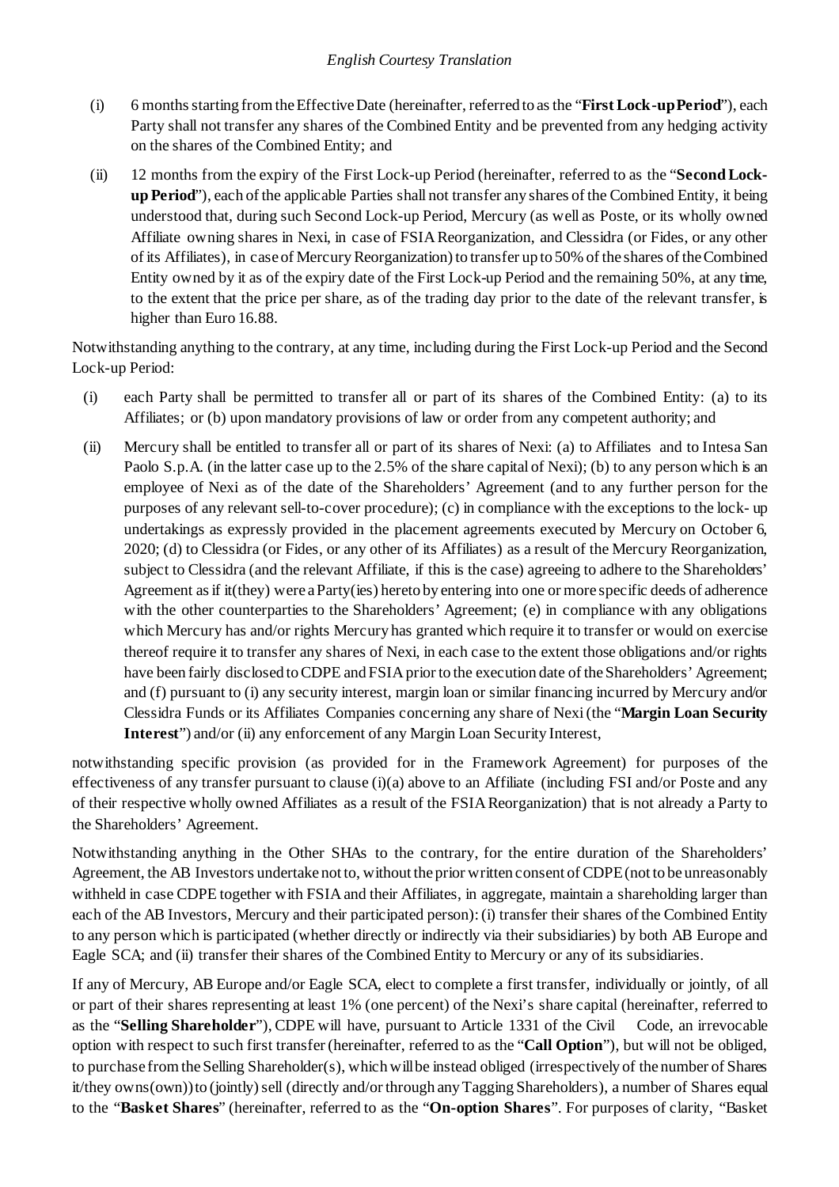(i) 6 months starting from the Effective Date (hereinafter, referred to as the "**First Lock-up Period**"), each Party shall not transfer any shares of the Combined Entity and be prevented from any hedging activity on the shares of the Combined Entity; and

(ii) 12 months from the expiry of the First Lock-up Period (hereinafter, referred to as the "**Second Lock-up Period**"), each of the applicable Parties shall not transfer any shares of the Combined Entity, it being understood that, during such Second Lock-up Period, Mercury (as well as Poste, or its wholly owned Affiliate owning shares in Nexi, in case of FSIA Reorganization, and Clessidra (or Fides, or any other of its Affiliates), in case of Mercury Reorganization) to transfer up to 50% of the shares of the Combined Entity owned by it as of the expiry date of the First Lock-up Period and the remaining 50%, at any time, to the extent that the price per share, as of the trading day prior to the date of the relevant transfer, is higher than Euro 16.88.

Notwithstanding anything to the contrary, at any time, including during the First Lock-up Period and the Second Lock-up Period:

(i) each Party shall be permitted to transfer all or part of its shares of the Combined Entity: (a) to its Affiliates; or (b) upon mandatory provisions of law or order from any competent authority; and

(ii) Mercury shall be entitled to transfer all or part of its shares of Nexi: (a) to Affiliates and to Intesa San Paolo S.p.A. (in the latter case up to the 2.5% of the share capital of Nexi); (b) to any person which is an employee of Nexi as of the date of the Shareholders' Agreement (and to any further person for the purposes of any relevant sell-to-cover procedure); (c) in compliance with the exceptions to the lock- up undertakings as expressly provided in the placement agreements executed by Mercury on October 6, 2020; (d) to Clessidra (or Fides, or any other of its Affiliates) as a result of the Mercury Reorganization, subject to Clessidra (and the relevant Affiliate, if this is the case) agreeing to adhere to the Shareholders' Agreement as if it(they) were a Party(ies) hereto by entering into one or more specific deeds of adherence with the other counterparties to the Shareholders' Agreement; (e) in compliance with any obligations which Mercury has and/or rights Mercury has granted which require it to transfer or would on exercise thereof require it to transfer any shares of Nexi, in each case to the extent those obligations and/or rights have been fairly disclosed to CDPE and FSIA prior to the execution date of the Shareholders' Agreement; and (f) pursuant to (i) any security interest, margin loan or similar financing incurred by Mercury and/or Clessidra Funds or its Affiliates Companies concerning any share of Nexi (the "**Margin Loan Security Interest**") and/or (ii) any enforcement of any Margin Loan Security Interest,

notwithstanding specific provision (as provided for in the Framework Agreement) for purposes of the effectiveness of any transfer pursuant to clause (i)(a) above to an Affiliate (including FSI and/or Poste and any of their respective wholly owned Affiliates as a result of the FSIA Reorganization) that is not already a Party to the Shareholders' Agreement.

Notwithstanding anything in the Other SHAs to the contrary, for the entire duration of the Shareholders' Agreement, the AB Investors undertake not to, without the prior written consent of CDPE (not to be unreasonably withheld in case CDPE together with FSIA and their Affiliates, in aggregate, maintain a shareholding larger than each of the AB Investors, Mercury and their participated person): (i) transfer their shares of the Combined Entity to any person which is participated (whether directly or indirectly via their subsidiaries) by both AB Europe and Eagle SCA; and (ii) transfer their shares of the Combined Entity to Mercury or any of its subsidiaries.

If any of Mercury, AB Europe and/or Eagle SCA, elect to complete a first transfer, individually or jointly, of all or part of their shares representing at least 1% (one percent) of the Nexi's share capital (hereinafter, referred to as the "**Selling Shareholder**"), CDPE will have, pursuant to Article 1331 of the Civil Code, an irrevocable option with respect to such first transfer (hereinafter, referred to as the "**Call Option**"), but will not be obliged, to purchase from the Selling Shareholder(s), which will be instead obliged (irrespectively of the number of Shares it/they owns(own)) to (jointly) sell (directly and/or through any Tagging Shareholders), a number of Shares equal to the "**Basket Shares**" (hereinafter, referred to as the "**On-option Shares**". For purposes of clarity, "Basket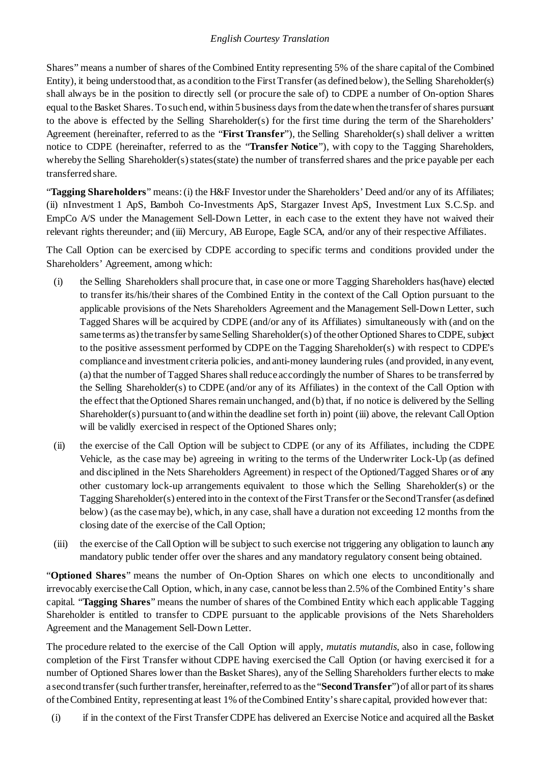Shares" means a number of shares of the Combined Entity representing 5% of the share capital of the Combined Entity), it being understood that, as a condition to the First Transfer (as defined below), the Selling Shareholder(s) shall always be in the position to directly sell (or procure the sale of) to CDPE a number of On-option Shares equal to the Basket Shares. To such end, within 5 business days from the date when the transfer of shares pursuant to the above is effected by the Selling Shareholder(s) for the first time during the term of the Shareholders' Agreement (hereinafter, referred to as the "**First Transfer**"), the Selling Shareholder(s) shall deliver a written notice to CDPE (hereinafter, referred to as the "**Transfer Notice**"), with copy to the Tagging Shareholders, whereby the Selling Shareholder(s) states(state) the number of transferred shares and the price payable per each transferred share.

"**Tagging Shareholders**" means: (i) the H&F Investor under the Shareholders' Deed and/or any of its Affiliates; (ii) nInvestment 1 ApS, Bamboh Co-Investments ApS, Stargazer Invest ApS, Investment Lux S.C.Sp. and EmpCo A/S under the Management Sell-Down Letter, in each case to the extent they have not waived their relevant rights thereunder; and (iii) Mercury, AB Europe, Eagle SCA, and/or any of their respective Affiliates.

The Call Option can be exercised by CDPE according to specific terms and conditions provided under the Shareholders' Agreement, among which:

(i) the Selling Shareholders shall procure that, in case one or more Tagging Shareholders has(have) elected to transfer its/his/their shares of the Combined Entity in the context of the Call Option pursuant to the applicable provisions of the Nets Shareholders Agreement and the Management Sell-Down Letter, such Tagged Shares will be acquired by CDPE (and/or any of its Affiliates) simultaneously with (and on the same terms as) the transfer by same Selling Shareholder(s) of the other Optioned Shares to CDPE, subject to the positive assessment performed by CDPE on the Tagging Shareholder(s) with respect to CDPE's compliance and investment criteria policies, and anti-money laundering rules (and provided, in any event, (a) that the number of Tagged Shares shall reduce accordingly the number of Shares to be transferred by the Selling Shareholder(s) to CDPE (and/or any of its Affiliates) in the context of the Call Option with the effect that the Optioned Shares remain unchanged, and (b) that, if no notice is delivered by the Selling Shareholder(s) pursuant to (and within the deadline set forth in) point (iii) above, the relevant Call Option will be validly exercised in respect of the Optioned Shares only;

(ii) the exercise of the Call Option will be subject to CDPE (or any of its Affiliates, including the CDPE Vehicle, as the case may be) agreeing in writing to the terms of the Underwriter Lock-Up (as defined and disciplined in the Nets Shareholders Agreement) in respect of the Optioned/Tagged Shares or of any other customary lock-up arrangements equivalent to those which the Selling Shareholder(s) or the Tagging Shareholder(s) entered into in the context of the First Transfer or the Second Transfer (as defined below) (as the case may be), which, in any case, shall have a duration not exceeding 12 months from the closing date of the exercise of the Call Option;

(iii) the exercise of the Call Option will be subject to such exercise not triggering any obligation to launch any mandatory public tender offer over the shares and any mandatory regulatory consent being obtained.

"**Optioned Shares**" means the number of On-Option Shares on which one elects to unconditionally and irrevocably exercise the Call Option, which, in any case, cannot be less than 2.5% of the Combined Entity's share capital. "**Tagging Shares**" means the number of shares of the Combined Entity which each applicable Tagging Shareholder is entitled to transfer to CDPE pursuant to the applicable provisions of the Nets Shareholders Agreement and the Management Sell-Down Letter.

The procedure related to the exercise of the Call Option will apply, *mutatis mutandis*, also in case, following completion of the First Transfer without CDPE having exercised the Call Option (or having exercised it for a number of Optioned Shares lower than the Basket Shares), any of the Selling Shareholders further elects to make a second transfer (such further transfer, hereinafter, referred to as the "**Second Transfer**") of all or part of its shares of the Combined Entity, representing at least 1% of the Combined Entity's share capital, provided however that:

(i) if in the context of the First Transfer CDPE has delivered an Exercise Notice and acquired all the Basket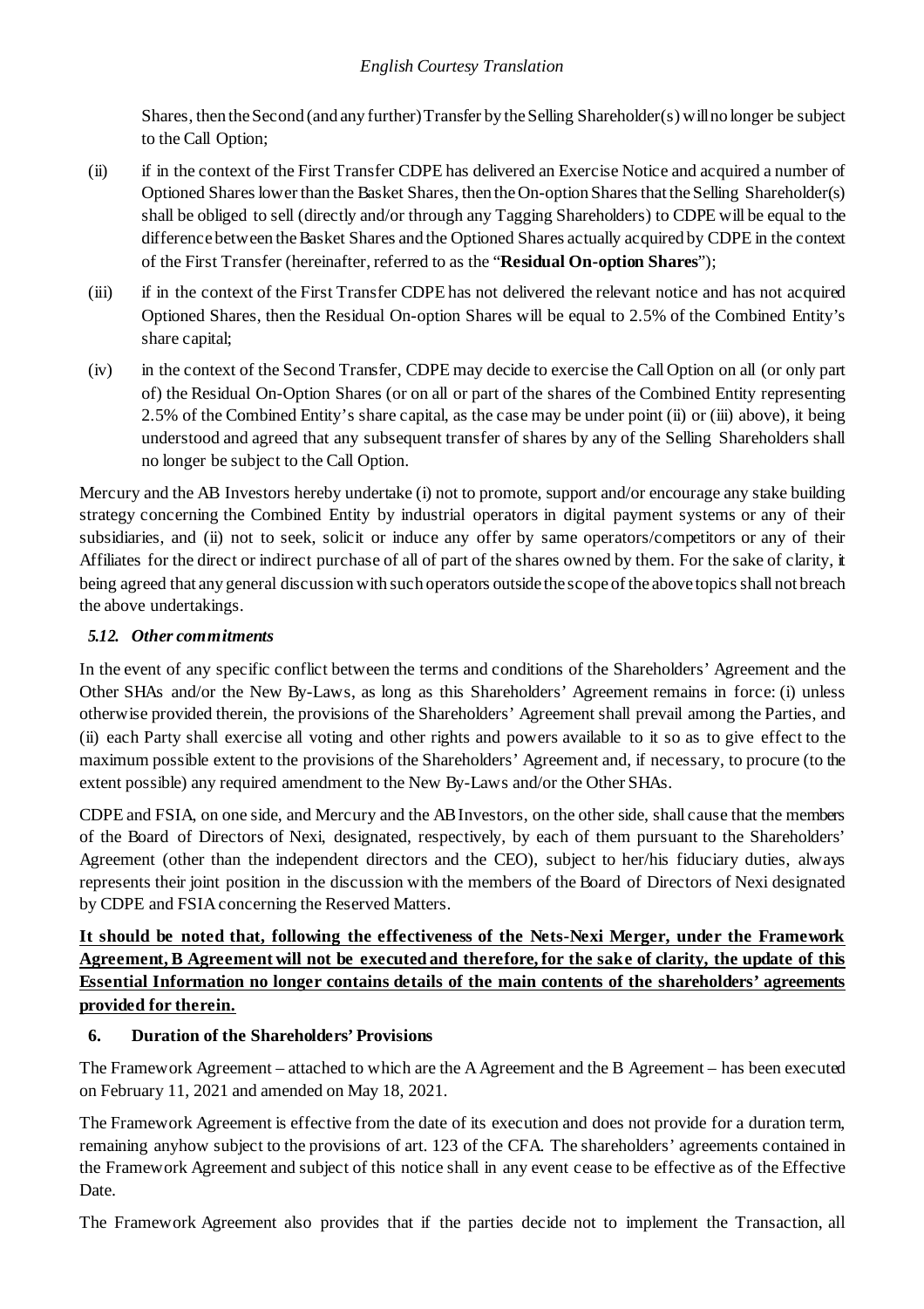Shares, then the Second (and any further) Transfer by the Selling Shareholder(s) will no longer be subject to the Call Option;

(ii) if in the context of the First Transfer CDPE has delivered an Exercise Notice and acquired a number of Optioned Shares lower than the Basket Shares, then the On-option Shares that the Selling Shareholder(s) shall be obliged to sell (directly and/or through any Tagging Shareholders) to CDPE will be equal to the difference between the Basket Shares and the Optioned Shares actually acquired by CDPE in the context of the First Transfer (hereinafter, referred to as the "**Residual On-option Shares**");

(iii) if in the context of the First Transfer CDPE has not delivered the relevant notice and has not acquired Optioned Shares, then the Residual On-option Shares will be equal to 2.5% of the Combined Entity's share capital;

(iv) in the context of the Second Transfer, CDPE may decide to exercise the Call Option on all (or only part of) the Residual On-Option Shares (or on all or part of the shares of the Combined Entity representing 2.5% of the Combined Entity's share capital, as the case may be under point (ii) or (iii) above), it being understood and agreed that any subsequent transfer of shares by any of the Selling Shareholders shall no longer be subject to the Call Option.

Mercury and the AB Investors hereby undertake (i) not to promote, support and/or encourage any stake building strategy concerning the Combined Entity by industrial operators in digital payment systems or any of their subsidiaries, and (ii) not to seek, solicit or induce any offer by same operators/competitors or any of their Affiliates for the direct or indirect purchase of all of part of the shares owned by them. For the sake of clarity, it being agreed that any general discussion with such operators outside the scope of the above topics shall not breach the above undertakings.

### *5.12. Other commitments*

In the event of any specific conflict between the terms and conditions of the Shareholders' Agreement and the Other SHAs and/or the New By-Laws, as long as this Shareholders' Agreement remains in force: (i) unless otherwise provided therein, the provisions of the Shareholders' Agreement shall prevail among the Parties, and (ii) each Party shall exercise all voting and other rights and powers available to it so as to give effect to the maximum possible extent to the provisions of the Shareholders' Agreement and, if necessary, to procure (to the extent possible) any required amendment to the New By-Laws and/or the Other SHAs.

CDPE and FSIA, on one side, and Mercury and the AB Investors, on the other side, shall cause that the members of the Board of Directors of Nexi, designated, respectively, by each of them pursuant to the Shareholders' Agreement (other than the independent directors and the CEO), subject to her/his fiduciary duties, always represents their joint position in the discussion with the members of the Board of Directors of Nexi designated by CDPE and FSIA concerning the Reserved Matters.

**It should be noted that, following the effectiveness of the Nets-Nexi Merger, under the Framework Agreement, B Agreement will not be executed and therefore, for the sake of clarity, the update of this Essential Information no longer contains details of the main contents of the shareholders' agreements provided for therein.**

## 6. Duration of the Shareholders' Provisions

The Framework Agreement – attached to which are the A Agreement and the B Agreement – has been executed on February 11, 2021 and amended on May 18, 2021.

The Framework Agreement is effective from the date of its execution and does not provide for a duration term, remaining anyhow subject to the provisions of art. 123 of the CFA. The shareholders' agreements contained in the Framework Agreement and subject of this notice shall in any event cease to be effective as of the Effective Date.

The Framework Agreement also provides that if the parties decide not to implement the Transaction, all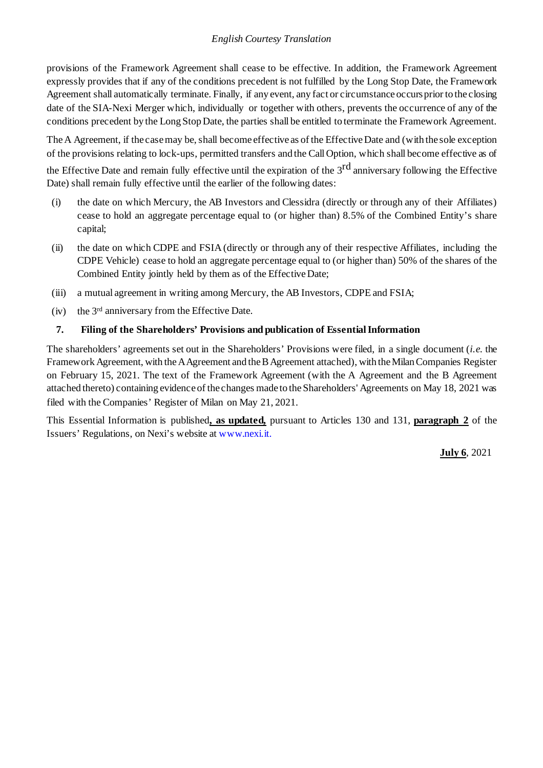provisions of the Framework Agreement shall cease to be effective. In addition, the Framework Agreement expressly provides that if any of the conditions precedent is not fulfilled by the Long Stop Date, the Framework Agreement shall automatically terminate. Finally, if any event, any fact or circumstance occurs prior to the closing date of the SIA-Nexi Merger which, individually or together with others, prevents the occurrence of any of the conditions precedent by the Long Stop Date, the parties shall be entitled to terminate the Framework Agreement.

The A Agreement, if the case may be, shall become effective as of the Effective Date and (with the sole exception of the provisions relating to lock-ups, permitted transfers and the Call Option, which shall become effective as of the Effective Date and remain fully effective until the expiration of the 3rd anniversary following the Effective Date) shall remain fully effective until the earlier of the following dates:

(i) the date on which Mercury, the AB Investors and Clessidra (directly or through any of their Affiliates) cease to hold an aggregate percentage equal to (or higher than) 8.5% of the Combined Entity's share capital;

(ii) the date on which CDPE and FSIA (directly or through any of their respective Affiliates, including the CDPE Vehicle) cease to hold an aggregate percentage equal to (or higher than) 50% of the shares of the Combined Entity jointly held by them as of the Effective Date;

(iii) a mutual agreement in writing among Mercury, the AB Investors, CDPE and FSIA;

(iv) the 3rd anniversary from the Effective Date.

## 7. Filing of the Shareholders' Provisions and publication of Essential Information

The shareholders' agreements set out in the Shareholders' Provisions were filed, in a single document (*i.e.* the Framework Agreement, with the A Agreement and the B Agreement attached), with the Milan Companies Register on February 15, 2021. The text of the Framework Agreement (with the A Agreement and the B Agreement attached thereto) containing evidence of the changes made to the Shareholders' Agreements on May 18, 2021 was filed with the Companies' Register of Milan on May 21, 2021.

This Essential Information is published**, as updated,** pursuant to Articles 130 and 131, **paragraph 2** of the Issuers' Regulations, on Nexi's website at www.nexi.it.

**July 6**, 2021